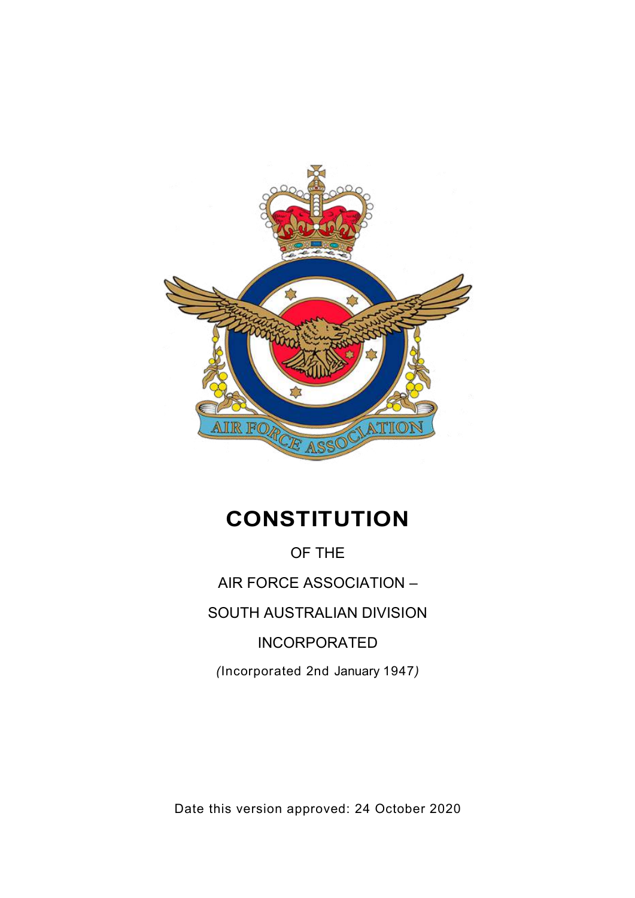# CONSTITUTION

OF THE

AIR FORCE ASSOCIATION –

SOUTH AUSTRALIAN DIVISION

INCORPORATED

*(Incorporated 2nd January 1947)*

Date this version approved: 24 October 2020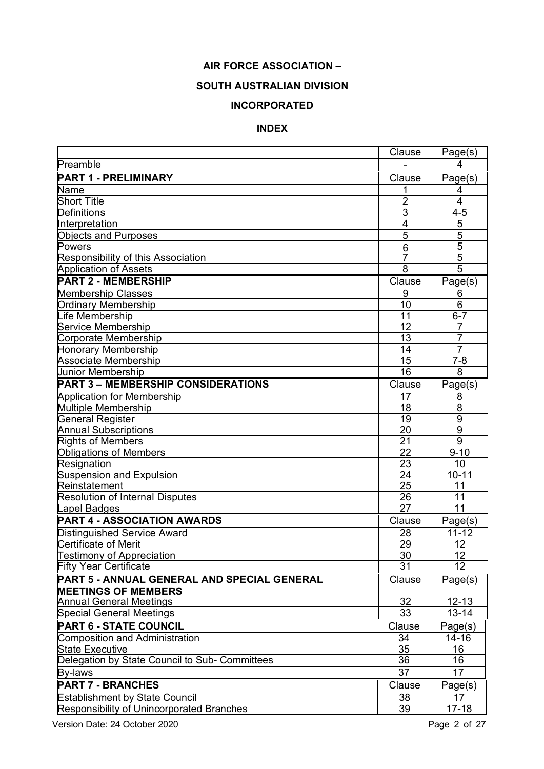**AIR FORCE ASSOCIATION –**

**SOUTH AUSTRALIAN DIVISION**

**INCORPORATED**

**INDEX**

| | Clause | Page(s) |
|---|---|---|
| Preamble | - | 4 |
| **PART 1 - PRELIMINARY** | Clause | Page(s) |
| Name | 1 | 4 |
| Short Title | 2 | 4 |
| Definitions | 3 | 4-5 |
| Interpretation | 4 | 5 |
| Objects and Purposes | 5 | 5 |
| Powers | 6 | 5 |
| Responsibility of this Association | 7 | 5 |
| Application of Assets | 8 | 5 |
| **PART 2 - MEMBERSHIP** | Clause | Page(s) |
| Membership Classes | 9 | 6 |
| Ordinary Membership | 10 | 6 |
| Life Membership | 11 | 6-7 |
| Service Membership | 12 | 7 |
| Corporate Membership | 13 | 7 |
| Honorary Membership | 14 | 7 |
| Associate Membership | 15 | 7-8 |
| Junior Membership | 16 | 8 |
| **PART 3 – MEMBERSHIP CONSIDERATIONS** | Clause | Page(s) |
| Application for Membership | 17 | 8 |
| Multiple Membership | 18 | 8 |
| General Register | 19 | 9 |
| Annual Subscriptions | 20 | 9 |
| Rights of Members | 21 | 9 |
| Obligations of Members | 22 | 9-10 |
| Resignation | 23 | 10 |
| Suspension and Expulsion | 24 | 10-11 |
| Reinstatement | 25 | 11 |
| Resolution of Internal Disputes | 26 | 11 |
| Lapel Badges | 27 | 11 |
| **PART 4 - ASSOCIATION AWARDS** | Clause | Page(s) |
| Distinguished Service Award | 28 | 11-12 |
| Certificate of Merit | 29 | 12 |
| Testimony of Appreciation | 30 | 12 |
| Fifty Year Certificate | 31 | 12 |
| **PART 5 - ANNUAL GENERAL AND SPECIAL GENERAL MEETINGS OF MEMBERS** | Clause | Page(s) |
| Annual General Meetings | 32 | 12-13 |
| Special General Meetings | 33 | 13-14 |
| **PART 6 - STATE COUNCIL** | Clause | Page(s) |
| Composition and Administration | 34 | 14-16 |
| State Executive | 35 | 16 |
| Delegation by State Council to Sub- Committees | 36 | 16 |
| By-laws | 37 | 17 |
| **PART 7 - BRANCHES** | Clause | Page(s) |
| Establishment by State Council | 38 | 17 |
| Responsibility of Unincorporated Branches | 39 | 17-18 |

Version Date: 24 October 2020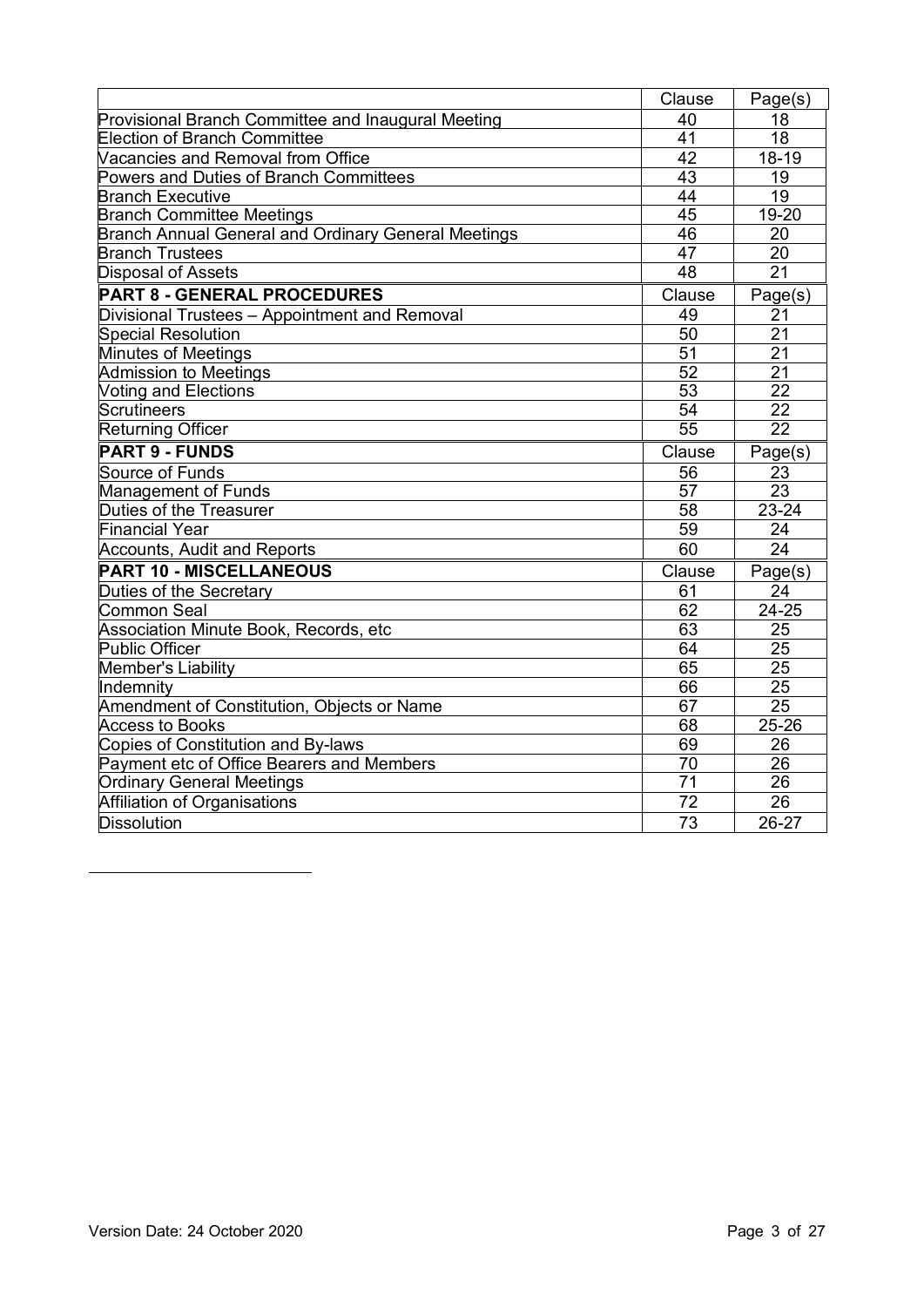| | Clause | Page(s) |
|---|---|---|
| Provisional Branch Committee and Inaugural Meeting | 40 | 18 |
| Election of Branch Committee | 41 | 18 |
| Vacancies and Removal from Office | 42 | 18-19 |
| Powers and Duties of Branch Committees | 43 | 19 |
| Branch Executive | 44 | 19 |
| Branch Committee Meetings | 45 | 19-20 |
| Branch Annual General and Ordinary General Meetings | 46 | 20 |
| Branch Trustees | 47 | 20 |
| Disposal of Assets | 48 | 21 |
| **PART 8 - GENERAL PROCEDURES** | Clause | Page(s) |
| Divisional Trustees – Appointment and Removal | 49 | 21 |
| Special Resolution | 50 | 21 |
| Minutes of Meetings | 51 | 21 |
| Admission to Meetings | 52 | 21 |
| Voting and Elections | 53 | 22 |
| Scrutineers | 54 | 22 |
| Returning Officer | 55 | 22 |
| **PART 9 - FUNDS** | Clause | Page(s) |
| Source of Funds | 56 | 23 |
| Management of Funds | 57 | 23 |
| Duties of the Treasurer | 58 | 23-24 |
| Financial Year | 59 | 24 |
| Accounts, Audit and Reports | 60 | 24 |
| **PART 10 - MISCELLANEOUS** | Clause | Page(s) |
| Duties of the Secretary | 61 | 24 |
| Common Seal | 62 | 24-25 |
| Association Minute Book, Records, etc | 63 | 25 |
| Public Officer | 64 | 25 |
| Member's Liability | 65 | 25 |
| Indemnity | 66 | 25 |
| Amendment of Constitution, Objects or Name | 67 | 25 |
| Access to Books | 68 | 25-26 |
| Copies of Constitution and By-laws | 69 | 26 |
| Payment etc of Office Bearers and Members | 70 | 26 |
| Ordinary General Meetings | 71 | 26 |
| Affiliation of Organisations | 72 | 26 |
| Dissolution | 73 | 26-27 |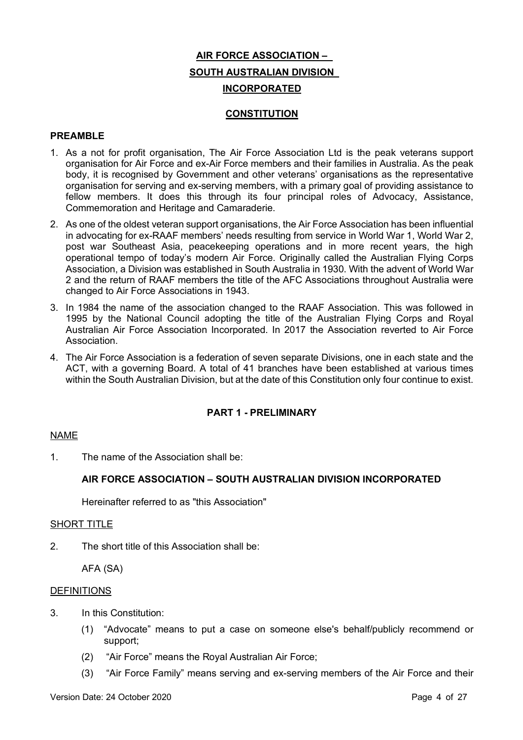# AIR FORCE ASSOCIATION – SOUTH AUSTRALIAN DIVISION INCORPORATED

## CONSTITUTION

### PREAMBLE

1. As a not for profit organisation, The Air Force Association Ltd is the peak veterans support organisation for Air Force and ex-Air Force members and their families in Australia. As the peak body, it is recognised by Government and other veterans' organisations as the representative organisation for serving and ex-serving members, with a primary goal of providing assistance to fellow members. It does this through its four principal roles of Advocacy, Assistance, Commemoration and Heritage and Camaraderie.
2. As one of the oldest veteran support organisations, the Air Force Association has been influential in advocating for ex-RAAF members' needs resulting from service in World War 1, World War 2, post war Southeast Asia, peacekeeping operations and in more recent years, the high operational tempo of today's modern Air Force. Originally called the Australian Flying Corps Association, a Division was established in South Australia in 1930. With the advent of World War 2 and the return of RAAF members the title of the AFC Associations throughout Australia were changed to Air Force Associations in 1943.
3. In 1984 the name of the association changed to the RAAF Association. This was followed in 1995 by the National Council adopting the title of the Australian Flying Corps and Royal Australian Air Force Association Incorporated. In 2017 the Association reverted to Air Force Association.
4. The Air Force Association is a federation of seven separate Divisions, one in each state and the ACT, with a governing Board. A total of 41 branches have been established at various times within the South Australian Division, but at the date of this Constitution only four continue to exist.

### PART 1 - PRELIMINARY

NAME

1. The name of the Association shall be:

   **AIR FORCE ASSOCIATION – SOUTH AUSTRALIAN DIVISION INCORPORATED**

   Hereinafter referred to as "this Association"

SHORT TITLE

2. The short title of this Association shall be:

   AFA (SA)

DEFINITIONS

3. In this Constitution:
   (1) "Advocate" means to put a case on someone else's behalf/publicly recommend or support;
   (2) "Air Force" means the Royal Australian Air Force;
   (3) "Air Force Family" means serving and ex-serving members of the Air Force and their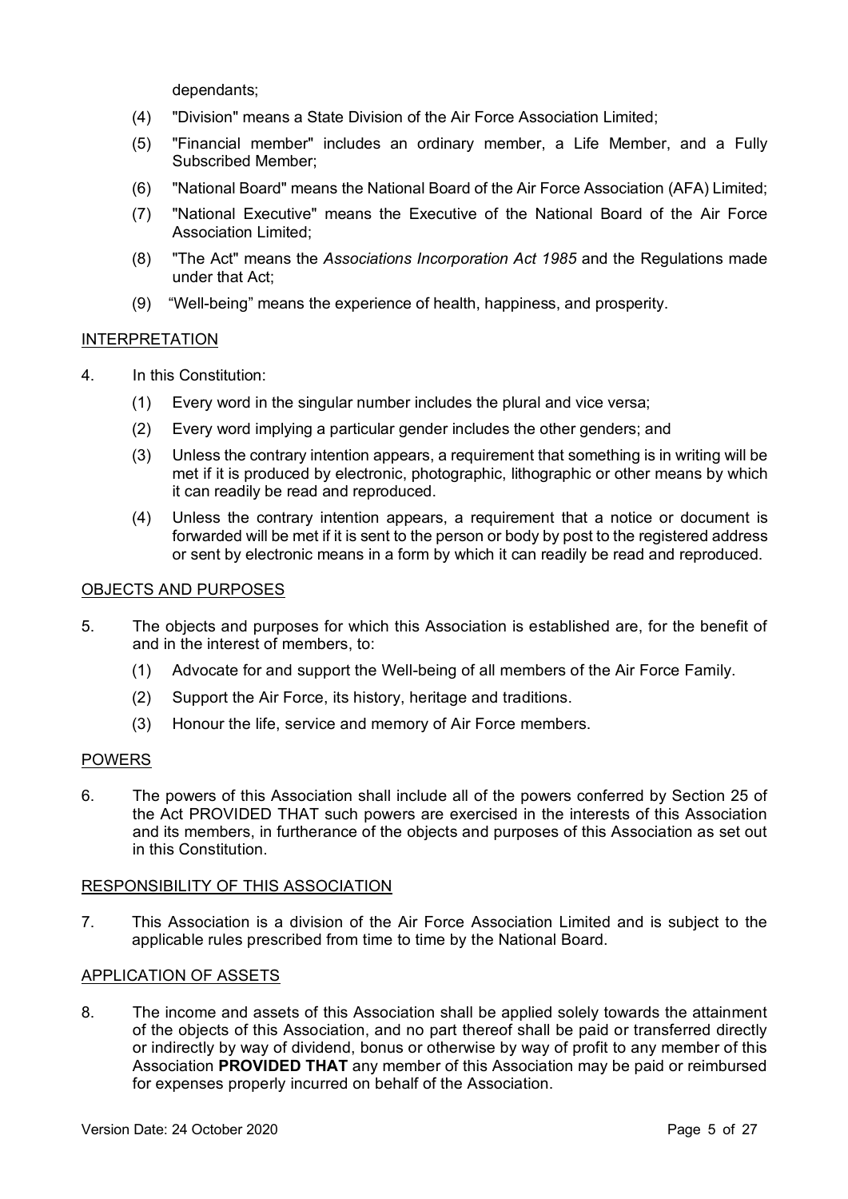dependants;

(4) "Division" means a State Division of the Air Force Association Limited;

(5) "Financial member" includes an ordinary member, a Life Member, and a Fully Subscribed Member;

(6) "National Board" means the National Board of the Air Force Association (AFA) Limited;

(7) "National Executive" means the Executive of the National Board of the Air Force Association Limited;

(8) "The Act" means the *Associations Incorporation Act 1985* and the Regulations made under that Act;

(9) “Well-being” means the experience of health, happiness, and prosperity.

## INTERPRETATION

4. In this Constitution:

   (1) Every word in the singular number includes the plural and vice versa;

   (2) Every word implying a particular gender includes the other genders; and

   (3) Unless the contrary intention appears, a requirement that something is in writing will be met if it is produced by electronic, photographic, lithographic or other means by which it can readily be read and reproduced.

   (4) Unless the contrary intention appears, a requirement that a notice or document is forwarded will be met if it is sent to the person or body by post to the registered address or sent by electronic means in a form by which it can readily be read and reproduced.

## OBJECTS AND PURPOSES

5. The objects and purposes for which this Association is established are, for the benefit of and in the interest of members, to:

   (1) Advocate for and support the Well-being of all members of the Air Force Family.

   (2) Support the Air Force, its history, heritage and traditions.

   (3) Honour the life, service and memory of Air Force members.

## POWERS

6. The powers of this Association shall include all of the powers conferred by Section 25 of the Act PROVIDED THAT such powers are exercised in the interests of this Association and its members, in furtherance of the objects and purposes of this Association as set out in this Constitution.

## RESPONSIBILITY OF THIS ASSOCIATION

7. This Association is a division of the Air Force Association Limited and is subject to the applicable rules prescribed from time to time by the National Board.

## APPLICATION OF ASSETS

8. The income and assets of this Association shall be applied solely towards the attainment of the objects of this Association, and no part thereof shall be paid or transferred directly or indirectly by way of dividend, bonus or otherwise by way of profit to any member of this Association **PROVIDED THAT** any member of this Association may be paid or reimbursed for expenses properly incurred on behalf of the Association.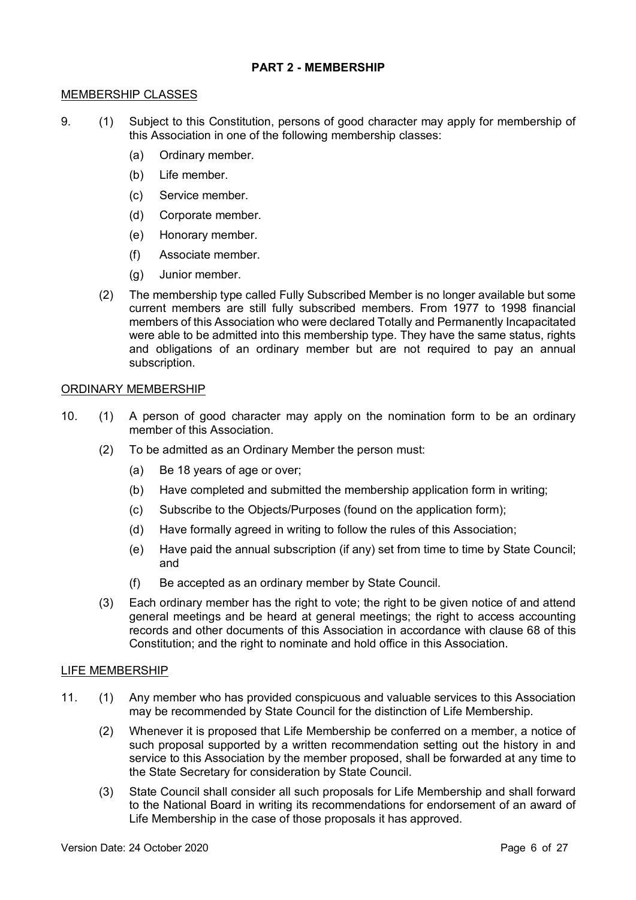## PART 2 - MEMBERSHIP

MEMBERSHIP CLASSES

9. (1) Subject to this Constitution, persons of good character may apply for membership of this Association in one of the following membership classes:

   (a) Ordinary member.

   (b) Life member.

   (c) Service member.

   (d) Corporate member.

   (e) Honorary member.

   (f) Associate member.

   (g) Junior member.

   (2) The membership type called Fully Subscribed Member is no longer available but some current members are still fully subscribed members. From 1977 to 1998 financial members of this Association who were declared Totally and Permanently Incapacitated were able to be admitted into this membership type. They have the same status, rights and obligations of an ordinary member but are not required to pay an annual subscription.

ORDINARY MEMBERSHIP

10. (1) A person of good character may apply on the nomination form to be an ordinary member of this Association.

   (2) To be admitted as an Ordinary Member the person must:

   (a) Be 18 years of age or over;

   (b) Have completed and submitted the membership application form in writing;

   (c) Subscribe to the Objects/Purposes (found on the application form);

   (d) Have formally agreed in writing to follow the rules of this Association;

   (e) Have paid the annual subscription (if any) set from time to time by State Council; and

   (f) Be accepted as an ordinary member by State Council.

   (3) Each ordinary member has the right to vote; the right to be given notice of and attend general meetings and be heard at general meetings; the right to access accounting records and other documents of this Association in accordance with clause 68 of this Constitution; and the right to nominate and hold office in this Association.

LIFE MEMBERSHIP

11. (1) Any member who has provided conspicuous and valuable services to this Association may be recommended by State Council for the distinction of Life Membership.

   (2) Whenever it is proposed that Life Membership be conferred on a member, a notice of such proposal supported by a written recommendation setting out the history in and service to this Association by the member proposed, shall be forwarded at any time to the State Secretary for consideration by State Council.

   (3) State Council shall consider all such proposals for Life Membership and shall forward to the National Board in writing its recommendations for endorsement of an award of Life Membership in the case of those proposals it has approved.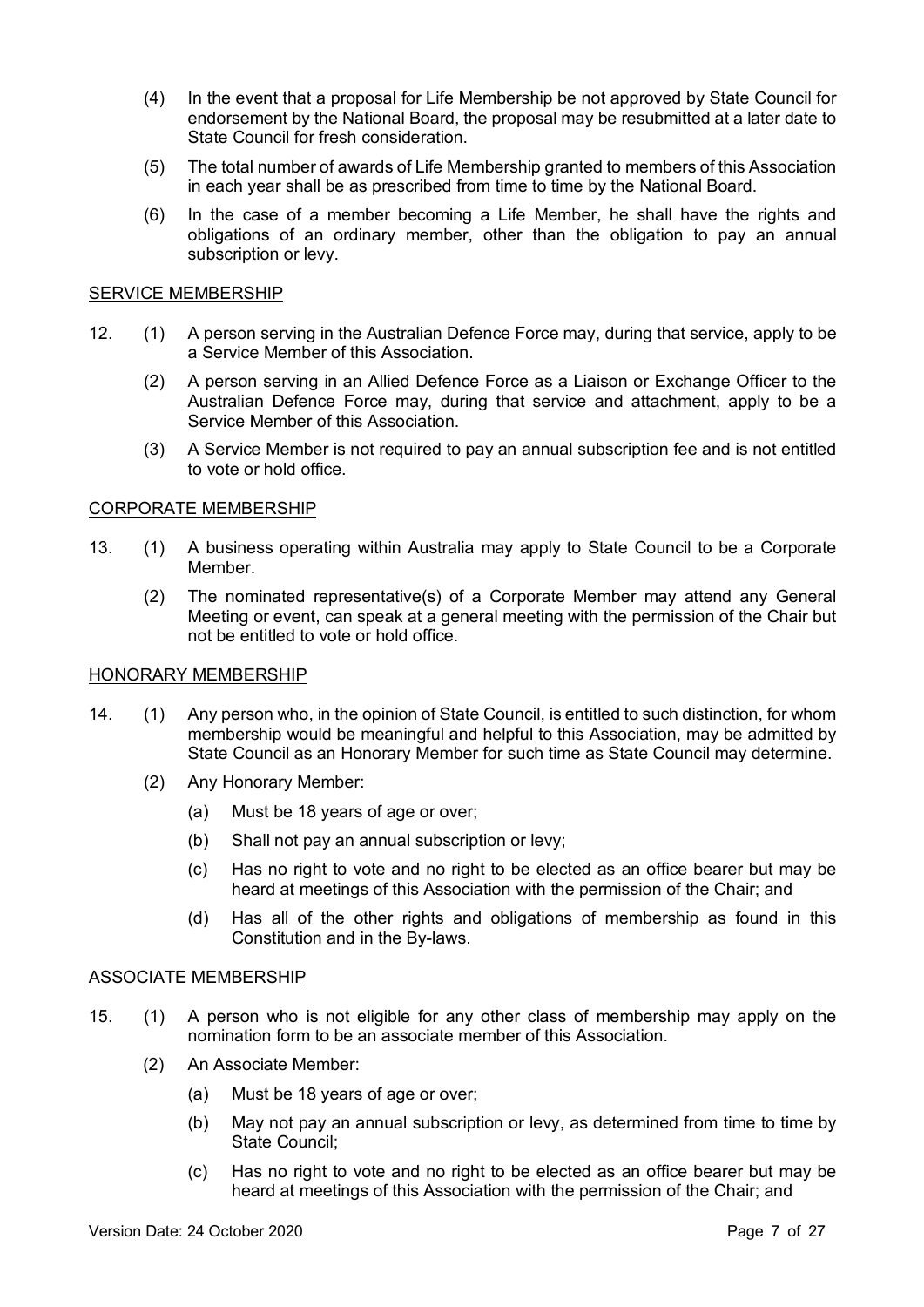(4) In the event that a proposal for Life Membership be not approved by State Council for endorsement by the National Board, the proposal may be resubmitted at a later date to State Council for fresh consideration.

(5) The total number of awards of Life Membership granted to members of this Association in each year shall be as prescribed from time to time by the National Board.

(6) In the case of a member becoming a Life Member, he shall have the rights and obligations of an ordinary member, other than the obligation to pay an annual subscription or levy.

<u>SERVICE MEMBERSHIP</u>

12. (1) A person serving in the Australian Defence Force may, during that service, apply to be a Service Member of this Association.

(2) A person serving in an Allied Defence Force as a Liaison or Exchange Officer to the Australian Defence Force may, during that service and attachment, apply to be a Service Member of this Association.

(3) A Service Member is not required to pay an annual subscription fee and is not entitled to vote or hold office.

<u>CORPORATE MEMBERSHIP</u>

13. (1) A business operating within Australia may apply to State Council to be a Corporate Member.

(2) The nominated representative(s) of a Corporate Member may attend any General Meeting or event, can speak at a general meeting with the permission of the Chair but not be entitled to vote or hold office.

<u>HONORARY MEMBERSHIP</u>

14. (1) Any person who, in the opinion of State Council, is entitled to such distinction, for whom membership would be meaningful and helpful to this Association, may be admitted by State Council as an Honorary Member for such time as State Council may determine.

(2) Any Honorary Member:

(a) Must be 18 years of age or over;

(b) Shall not pay an annual subscription or levy;

(c) Has no right to vote and no right to be elected as an office bearer but may be heard at meetings of this Association with the permission of the Chair; and

(d) Has all of the other rights and obligations of membership as found in this Constitution and in the By-laws.

<u>ASSOCIATE MEMBERSHIP</u>

15. (1) A person who is not eligible for any other class of membership may apply on the nomination form to be an associate member of this Association.

(2) An Associate Member:

(a) Must be 18 years of age or over;

(b) May not pay an annual subscription or levy, as determined from time to time by State Council;

(c) Has no right to vote and no right to be elected as an office bearer but may be heard at meetings of this Association with the permission of the Chair; and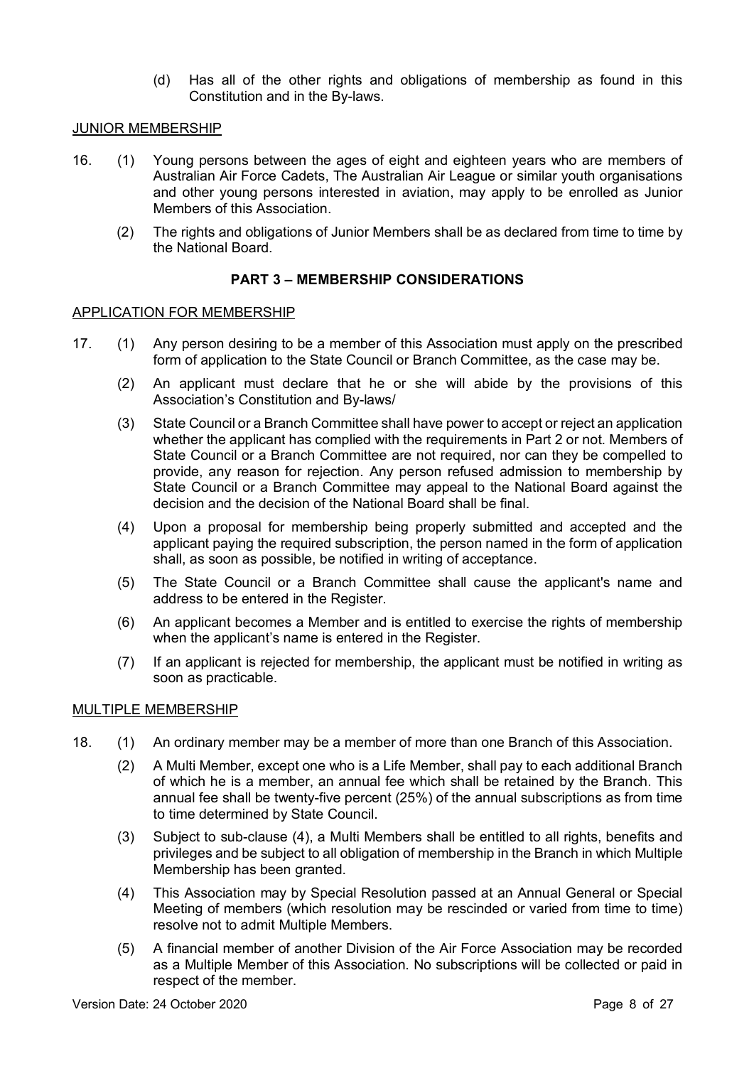(d) Has all of the other rights and obligations of membership as found in this Constitution and in the By-laws.

JUNIOR MEMBERSHIP

16. (1) Young persons between the ages of eight and eighteen years who are members of Australian Air Force Cadets, The Australian Air League or similar youth organisations and other young persons interested in aviation, may apply to be enrolled as Junior Members of this Association.

(2) The rights and obligations of Junior Members shall be as declared from time to time by the National Board.

## PART 3 – MEMBERSHIP CONSIDERATIONS

APPLICATION FOR MEMBERSHIP

17. (1) Any person desiring to be a member of this Association must apply on the prescribed form of application to the State Council or Branch Committee, as the case may be.

(2) An applicant must declare that he or she will abide by the provisions of this Association's Constitution and By-laws/

(3) State Council or a Branch Committee shall have power to accept or reject an application whether the applicant has complied with the requirements in Part 2 or not. Members of State Council or a Branch Committee are not required, nor can they be compelled to provide, any reason for rejection. Any person refused admission to membership by State Council or a Branch Committee may appeal to the National Board against the decision and the decision of the National Board shall be final.

(4) Upon a proposal for membership being properly submitted and accepted and the applicant paying the required subscription, the person named in the form of application shall, as soon as possible, be notified in writing of acceptance.

(5) The State Council or a Branch Committee shall cause the applicant's name and address to be entered in the Register.

(6) An applicant becomes a Member and is entitled to exercise the rights of membership when the applicant's name is entered in the Register.

(7) If an applicant is rejected for membership, the applicant must be notified in writing as soon as practicable.

MULTIPLE MEMBERSHIP

18. (1) An ordinary member may be a member of more than one Branch of this Association.

(2) A Multi Member, except one who is a Life Member, shall pay to each additional Branch of which he is a member, an annual fee which shall be retained by the Branch. This annual fee shall be twenty-five percent (25%) of the annual subscriptions as from time to time determined by State Council.

(3) Subject to sub-clause (4), a Multi Members shall be entitled to all rights, benefits and privileges and be subject to all obligation of membership in the Branch in which Multiple Membership has been granted.

(4) This Association may by Special Resolution passed at an Annual General or Special Meeting of members (which resolution may be rescinded or varied from time to time) resolve not to admit Multiple Members.

(5) A financial member of another Division of the Air Force Association may be recorded as a Multiple Member of this Association. No subscriptions will be collected or paid in respect of the member.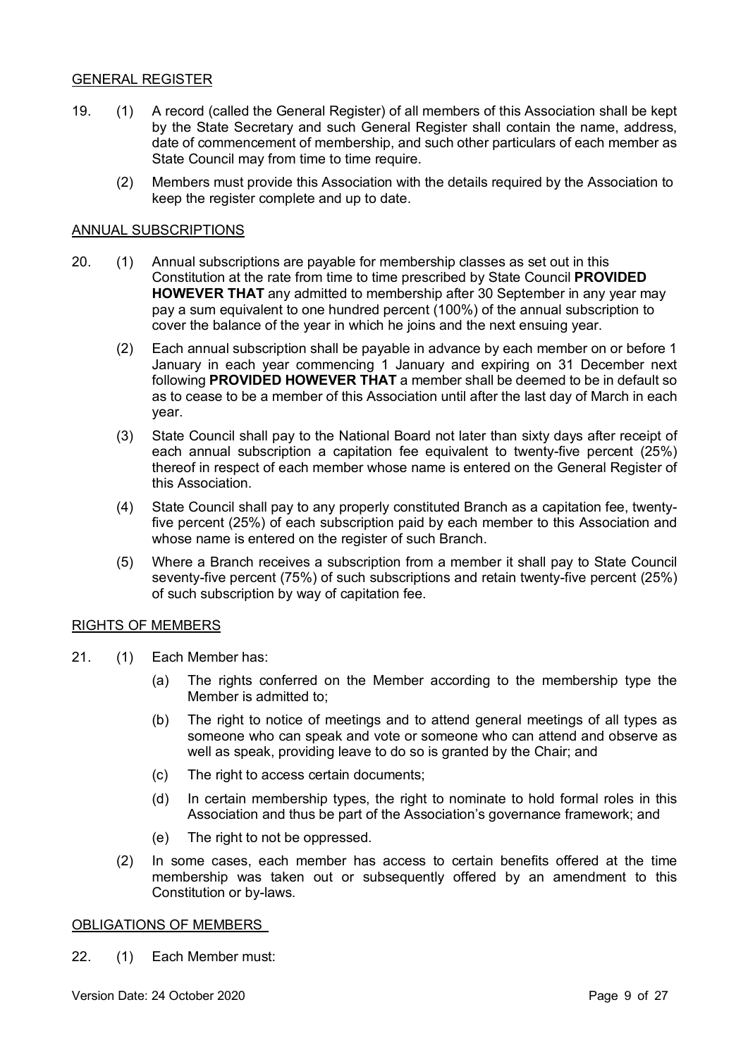## GENERAL REGISTER

19. (1) A record (called the General Register) of all members of this Association shall be kept by the State Secretary and such General Register shall contain the name, address, date of commencement of membership, and such other particulars of each member as State Council may from time to time require.

    (2) Members must provide this Association with the details required by the Association to keep the register complete and up to date.

## ANNUAL SUBSCRIPTIONS

20. (1) Annual subscriptions are payable for membership classes as set out in this Constitution at the rate from time to time prescribed by State Council **PROVIDED HOWEVER THAT** any admitted to membership after 30 September in any year may pay a sum equivalent to one hundred percent (100%) of the annual subscription to cover the balance of the year in which he joins and the next ensuing year.

    (2) Each annual subscription shall be payable in advance by each member on or before 1 January in each year commencing 1 January and expiring on 31 December next following **PROVIDED HOWEVER THAT** a member shall be deemed to be in default so as to cease to be a member of this Association until after the last day of March in each year.

    (3) State Council shall pay to the National Board not later than sixty days after receipt of each annual subscription a capitation fee equivalent to twenty-five percent (25%) thereof in respect of each member whose name is entered on the General Register of this Association.

    (4) State Council shall pay to any properly constituted Branch as a capitation fee, twenty-five percent (25%) of each subscription paid by each member to this Association and whose name is entered on the register of such Branch.

    (5) Where a Branch receives a subscription from a member it shall pay to State Council seventy-five percent (75%) of such subscriptions and retain twenty-five percent (25%) of such subscription by way of capitation fee.

## RIGHTS OF MEMBERS

21. (1) Each Member has:

    (a) The rights conferred on the Member according to the membership type the Member is admitted to;

    (b) The right to notice of meetings and to attend general meetings of all types as someone who can speak and vote or someone who can attend and observe as well as speak, providing leave to do so is granted by the Chair; and

    (c) The right to access certain documents;

    (d) In certain membership types, the right to nominate to hold formal roles in this Association and thus be part of the Association's governance framework; and

    (e) The right to not be oppressed.

    (2) In some cases, each member has access to certain benefits offered at the time membership was taken out or subsequently offered by an amendment to this Constitution or by-laws.

## OBLIGATIONS OF MEMBERS

22. (1) Each Member must: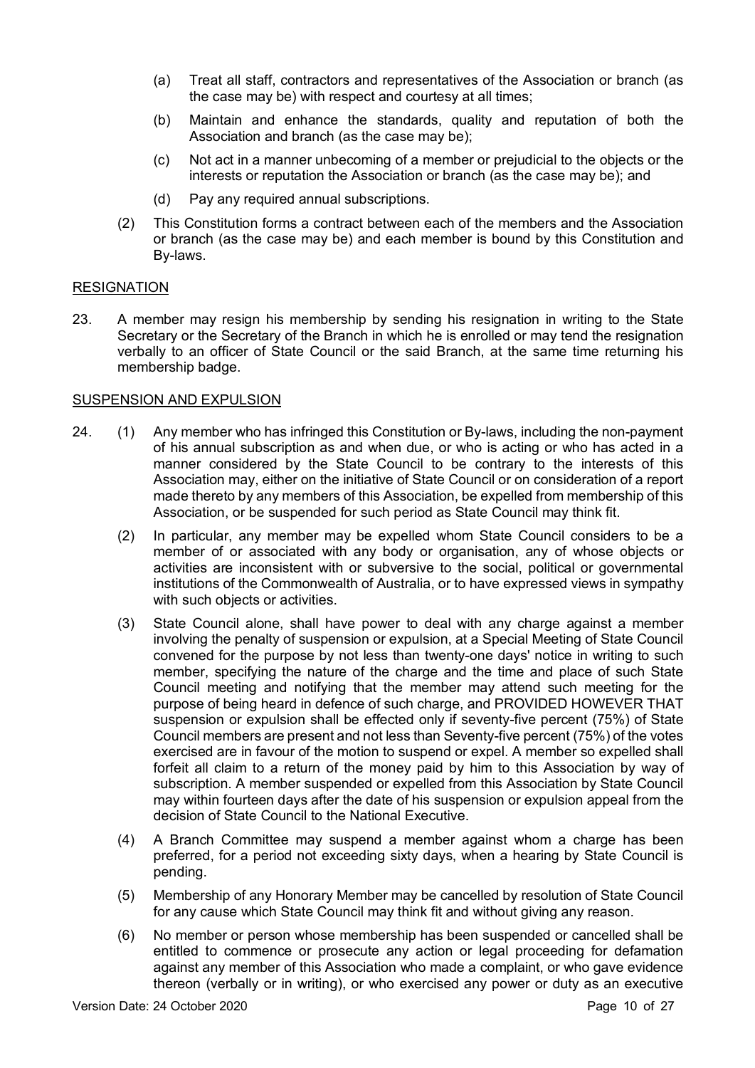(a) Treat all staff, contractors and representatives of the Association or branch (as the case may be) with respect and courtesy at all times;

(b) Maintain and enhance the standards, quality and reputation of both the Association and branch (as the case may be);

(c) Not act in a manner unbecoming of a member or prejudicial to the objects or the interests or reputation the Association or branch (as the case may be); and

(d) Pay any required annual subscriptions.

(2) This Constitution forms a contract between each of the members and the Association or branch (as the case may be) and each member is bound by this Constitution and By-laws.

## RESIGNATION

23. A member may resign his membership by sending his resignation in writing to the State Secretary or the Secretary of the Branch in which he is enrolled or may tend the resignation verbally to an officer of State Council or the said Branch, at the same time returning his membership badge.

## SUSPENSION AND EXPULSION

24. (1) Any member who has infringed this Constitution or By-laws, including the non-payment of his annual subscription as and when due, or who is acting or who has acted in a manner considered by the State Council to be contrary to the interests of this Association may, either on the initiative of State Council or on consideration of a report made thereto by any members of this Association, be expelled from membership of this Association, or be suspended for such period as State Council may think fit.

(2) In particular, any member may be expelled whom State Council considers to be a member of or associated with any body or organisation, any of whose objects or activities are inconsistent with or subversive to the social, political or governmental institutions of the Commonwealth of Australia, or to have expressed views in sympathy with such objects or activities.

(3) State Council alone, shall have power to deal with any charge against a member involving the penalty of suspension or expulsion, at a Special Meeting of State Council convened for the purpose by not less than twenty-one days' notice in writing to such member, specifying the nature of the charge and the time and place of such State Council meeting and notifying that the member may attend such meeting for the purpose of being heard in defence of such charge, and PROVIDED HOWEVER THAT suspension or expulsion shall be effected only if seventy-five percent (75%) of State Council members are present and not less than Seventy-five percent (75%) of the votes exercised are in favour of the motion to suspend or expel. A member so expelled shall forfeit all claim to a return of the money paid by him to this Association by way of subscription. A member suspended or expelled from this Association by State Council may within fourteen days after the date of his suspension or expulsion appeal from the decision of State Council to the National Executive.

(4) A Branch Committee may suspend a member against whom a charge has been preferred, for a period not exceeding sixty days, when a hearing by State Council is pending.

(5) Membership of any Honorary Member may be cancelled by resolution of State Council for any cause which State Council may think fit and without giving any reason.

(6) No member or person whose membership has been suspended or cancelled shall be entitled to commence or prosecute any action or legal proceeding for defamation against any member of this Association who made a complaint, or who gave evidence thereon (verbally or in writing), or who exercised any power or duty as an executive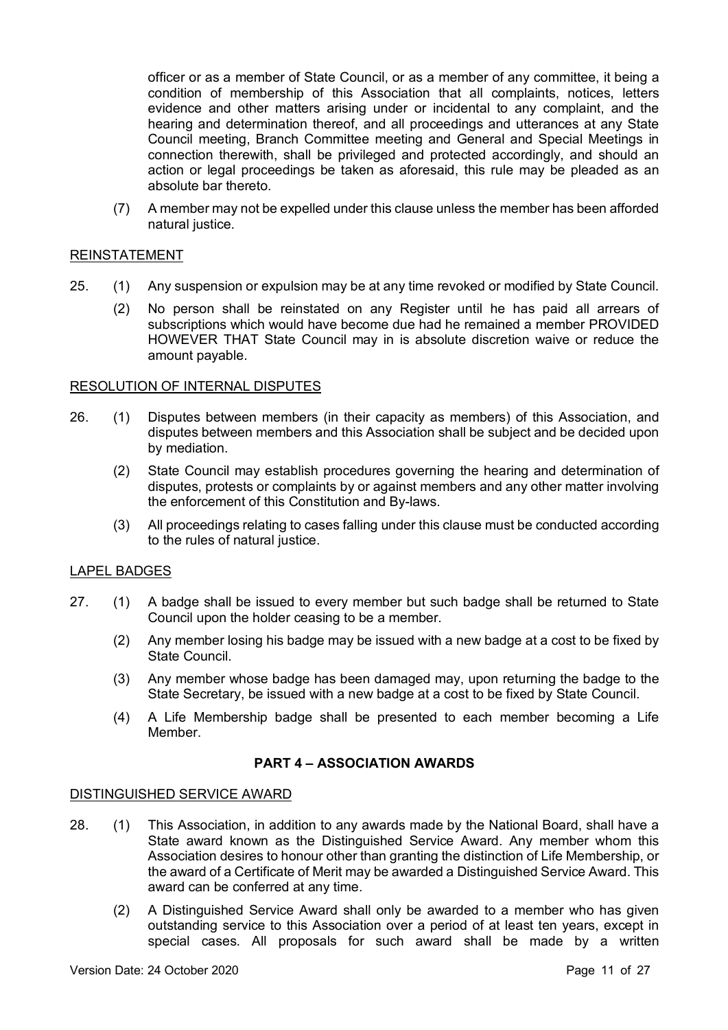officer or as a member of State Council, or as a member of any committee, it being a condition of membership of this Association that all complaints, notices, letters evidence and other matters arising under or incidental to any complaint, and the hearing and determination thereof, and all proceedings and utterances at any State Council meeting, Branch Committee meeting and General and Special Meetings in connection therewith, shall be privileged and protected accordingly, and should an action or legal proceedings be taken as aforesaid, this rule may be pleaded as an absolute bar thereto.

(7) A member may not be expelled under this clause unless the member has been afforded natural justice.

<u>REINSTATEMENT</u>

25. (1) Any suspension or expulsion may be at any time revoked or modified by State Council.

(2) No person shall be reinstated on any Register until he has paid all arrears of subscriptions which would have become due had he remained a member PROVIDED HOWEVER THAT State Council may in is absolute discretion waive or reduce the amount payable.

<u>RESOLUTION OF INTERNAL DISPUTES</u>

26. (1) Disputes between members (in their capacity as members) of this Association, and disputes between members and this Association shall be subject and be decided upon by mediation.

(2) State Council may establish procedures governing the hearing and determination of disputes, protests or complaints by or against members and any other matter involving the enforcement of this Constitution and By-laws.

(3) All proceedings relating to cases falling under this clause must be conducted according to the rules of natural justice.

<u>LAPEL BADGES</u>

27. (1) A badge shall be issued to every member but such badge shall be returned to State Council upon the holder ceasing to be a member.

(2) Any member losing his badge may be issued with a new badge at a cost to be fixed by State Council.

(3) Any member whose badge has been damaged may, upon returning the badge to the State Secretary, be issued with a new badge at a cost to be fixed by State Council.

(4) A Life Membership badge shall be presented to each member becoming a Life Member.

## PART 4 – ASSOCIATION AWARDS

<u>DISTINGUISHED SERVICE AWARD</u>

28. (1) This Association, in addition to any awards made by the National Board, shall have a State award known as the Distinguished Service Award. Any member whom this Association desires to honour other than granting the distinction of Life Membership, or the award of a Certificate of Merit may be awarded a Distinguished Service Award. This award can be conferred at any time.

(2) A Distinguished Service Award shall only be awarded to a member who has given outstanding service to this Association over a period of at least ten years, except in special cases. All proposals for such award shall be made by a written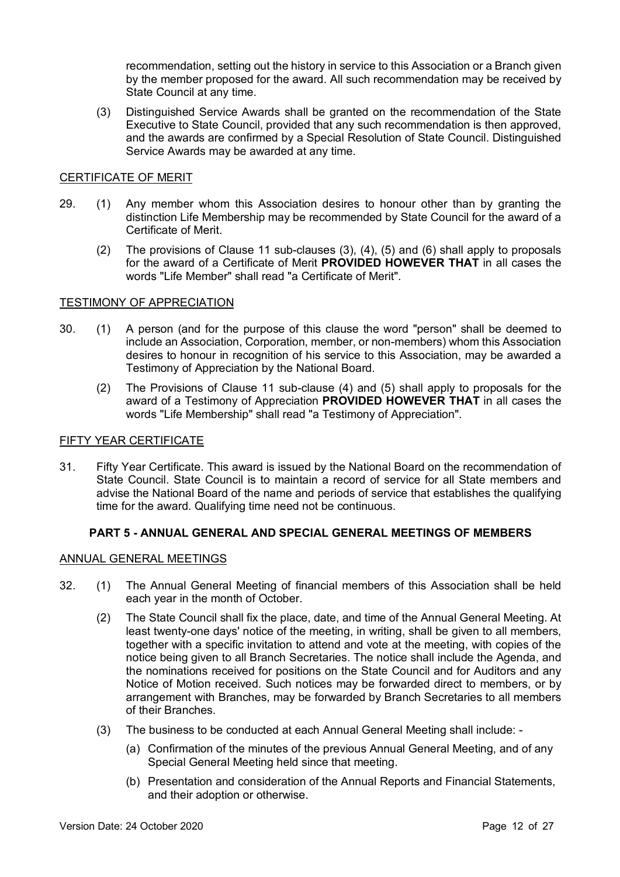recommendation, setting out the history in service to this Association or a Branch given by the member proposed for the award. All such recommendation may be received by State Council at any time.

(3) Distinguished Service Awards shall be granted on the recommendation of the State Executive to State Council, provided that any such recommendation is then approved, and the awards are confirmed by a Special Resolution of State Council. Distinguished Service Awards may be awarded at any time.

<u>CERTIFICATE OF MERIT</u>

29. (1) Any member whom this Association desires to honour other than by granting the distinction Life Membership may be recommended by State Council for the award of a Certificate of Merit.

(2) The provisions of Clause 11 sub-clauses (3), (4), (5) and (6) shall apply to proposals for the award of a Certificate of Merit **PROVIDED HOWEVER THAT** in all cases the words "Life Member" shall read "a Certificate of Merit".

<u>TESTIMONY OF APPRECIATION</u>

30. (1) A person (and for the purpose of this clause the word "person" shall be deemed to include an Association, Corporation, member, or non-members) whom this Association desires to honour in recognition of his service to this Association, may be awarded a Testimony of Appreciation by the National Board.

(2) The Provisions of Clause 11 sub-clause (4) and (5) shall apply to proposals for the award of a Testimony of Appreciation **PROVIDED HOWEVER THAT** in all cases the words "Life Membership" shall read "a Testimony of Appreciation".

<u>FIFTY YEAR CERTIFICATE</u>

31. Fifty Year Certificate. This award is issued by the National Board on the recommendation of State Council. State Council is to maintain a record of service for all State members and advise the National Board of the name and periods of service that establishes the qualifying time for the award. Qualifying time need not be continuous.

## PART 5 - ANNUAL GENERAL AND SPECIAL GENERAL MEETINGS OF MEMBERS

<u>ANNUAL GENERAL MEETINGS</u>

32. (1) The Annual General Meeting of financial members of this Association shall be held each year in the month of October.

(2) The State Council shall fix the place, date, and time of the Annual General Meeting. At least twenty-one days' notice of the meeting, in writing, shall be given to all members, together with a specific invitation to attend and vote at the meeting, with copies of the notice being given to all Branch Secretaries. The notice shall include the Agenda, and the nominations received for positions on the State Council and for Auditors and any Notice of Motion received. Such notices may be forwarded direct to members, or by arrangement with Branches, may be forwarded by Branch Secretaries to all members of their Branches.

(3) The business to be conducted at each Annual General Meeting shall include: -

(a) Confirmation of the minutes of the previous Annual General Meeting, and of any Special General Meeting held since that meeting.

(b) Presentation and consideration of the Annual Reports and Financial Statements, and their adoption or otherwise.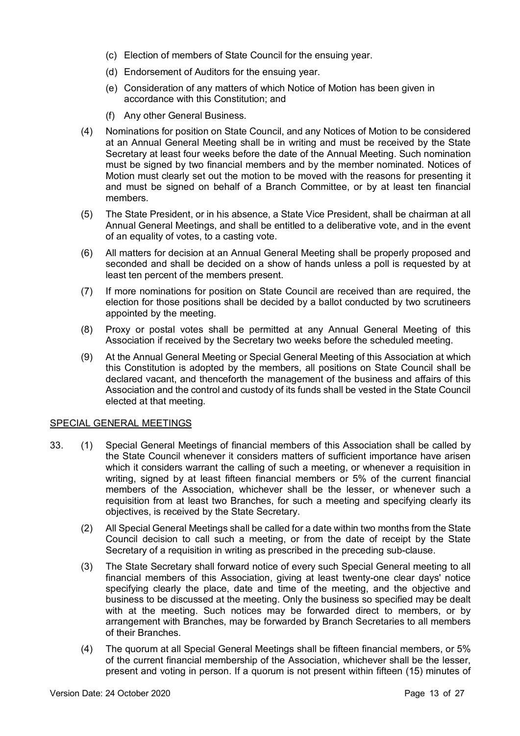(c) Election of members of State Council for the ensuing year.

(d) Endorsement of Auditors for the ensuing year.

(e) Consideration of any matters of which Notice of Motion has been given in accordance with this Constitution; and

(f) Any other General Business.

(4) Nominations for position on State Council, and any Notices of Motion to be considered at an Annual General Meeting shall be in writing and must be received by the State Secretary at least four weeks before the date of the Annual Meeting. Such nomination must be signed by two financial members and by the member nominated. Notices of Motion must clearly set out the motion to be moved with the reasons for presenting it and must be signed on behalf of a Branch Committee, or by at least ten financial members.

(5) The State President, or in his absence, a State Vice President, shall be chairman at all Annual General Meetings, and shall be entitled to a deliberative vote, and in the event of an equality of votes, to a casting vote.

(6) All matters for decision at an Annual General Meeting shall be properly proposed and seconded and shall be decided on a show of hands unless a poll is requested by at least ten percent of the members present.

(7) If more nominations for position on State Council are received than are required, the election for those positions shall be decided by a ballot conducted by two scrutineers appointed by the meeting.

(8) Proxy or postal votes shall be permitted at any Annual General Meeting of this Association if received by the Secretary two weeks before the scheduled meeting.

(9) At the Annual General Meeting or Special General Meeting of this Association at which this Constitution is adopted by the members, all positions on State Council shall be declared vacant, and thenceforth the management of the business and affairs of this Association and the control and custody of its funds shall be vested in the State Council elected at that meeting.

## SPECIAL GENERAL MEETINGS

33. (1) Special General Meetings of financial members of this Association shall be called by the State Council whenever it considers matters of sufficient importance have arisen which it considers warrant the calling of such a meeting, or whenever a requisition in writing, signed by at least fifteen financial members or 5% of the current financial members of the Association, whichever shall be the lesser, or whenever such a requisition from at least two Branches, for such a meeting and specifying clearly its objectives, is received by the State Secretary.

(2) All Special General Meetings shall be called for a date within two months from the State Council decision to call such a meeting, or from the date of receipt by the State Secretary of a requisition in writing as prescribed in the preceding sub-clause.

(3) The State Secretary shall forward notice of every such Special General meeting to all financial members of this Association, giving at least twenty-one clear days' notice specifying clearly the place, date and time of the meeting, and the objective and business to be discussed at the meeting. Only the business so specified may be dealt with at the meeting. Such notices may be forwarded direct to members, or by arrangement with Branches, may be forwarded by Branch Secretaries to all members of their Branches.

(4) The quorum at all Special General Meetings shall be fifteen financial members, or 5% of the current financial membership of the Association, whichever shall be the lesser, present and voting in person. If a quorum is not present within fifteen (15) minutes of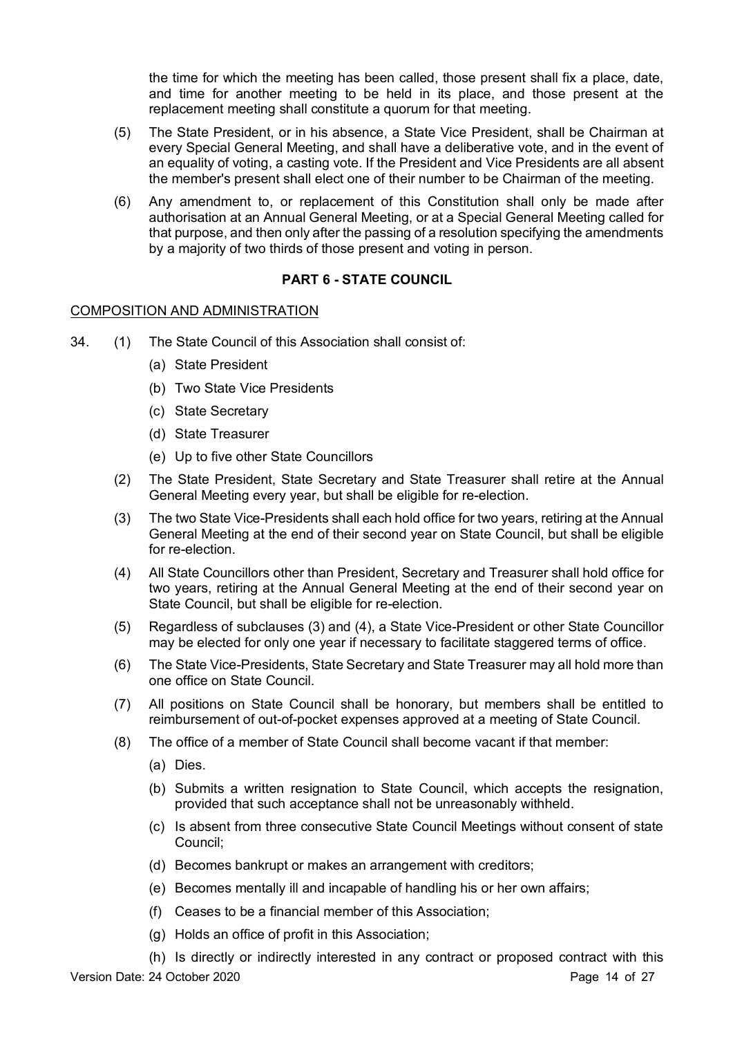the time for which the meeting has been called, those present shall fix a place, date, and time for another meeting to be held in its place, and those present at the replacement meeting shall constitute a quorum for that meeting.

(5) The State President, or in his absence, a State Vice President, shall be Chairman at every Special General Meeting, and shall have a deliberative vote, and in the event of an equality of voting, a casting vote. If the President and Vice Presidents are all absent the member's present shall elect one of their number to be Chairman of the meeting.

(6) Any amendment to, or replacement of this Constitution shall only be made after authorisation at an Annual General Meeting, or at a Special General Meeting called for that purpose, and then only after the passing of a resolution specifying the amendments by a majority of two thirds of those present and voting in person.

## PART 6 - STATE COUNCIL

COMPOSITION AND ADMINISTRATION

34. (1) The State Council of this Association shall consist of:

(a) State President

(b) Two State Vice Presidents

(c) State Secretary

(d) State Treasurer

(e) Up to five other State Councillors

(2) The State President, State Secretary and State Treasurer shall retire at the Annual General Meeting every year, but shall be eligible for re-election.

(3) The two State Vice-Presidents shall each hold office for two years, retiring at the Annual General Meeting at the end of their second year on State Council, but shall be eligible for re-election.

(4) All State Councillors other than President, Secretary and Treasurer shall hold office for two years, retiring at the Annual General Meeting at the end of their second year on State Council, but shall be eligible for re-election.

(5) Regardless of subclauses (3) and (4), a State Vice-President or other State Councillor may be elected for only one year if necessary to facilitate staggered terms of office.

(6) The State Vice-Presidents, State Secretary and State Treasurer may all hold more than one office on State Council.

(7) All positions on State Council shall be honorary, but members shall be entitled to reimbursement of out-of-pocket expenses approved at a meeting of State Council.

(8) The office of a member of State Council shall become vacant if that member:

(a) Dies.

(b) Submits a written resignation to State Council, which accepts the resignation, provided that such acceptance shall not be unreasonably withheld.

(c) Is absent from three consecutive State Council Meetings without consent of state Council;

(d) Becomes bankrupt or makes an arrangement with creditors;

(e) Becomes mentally ill and incapable of handling his or her own affairs;

(f) Ceases to be a financial member of this Association;

(g) Holds an office of profit in this Association;

(h) Is directly or indirectly interested in any contract or proposed contract with this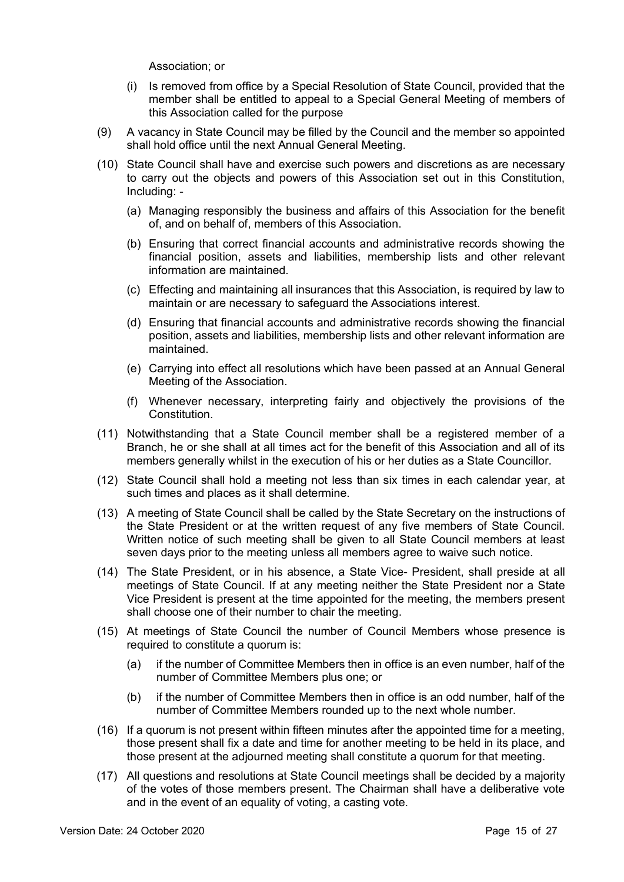Association; or

(i) Is removed from office by a Special Resolution of State Council, provided that the member shall be entitled to appeal to a Special General Meeting of members of this Association called for the purpose

(9) A vacancy in State Council may be filled by the Council and the member so appointed shall hold office until the next Annual General Meeting.

(10) State Council shall have and exercise such powers and discretions as are necessary to carry out the objects and powers of this Association set out in this Constitution, Including: -

(a) Managing responsibly the business and affairs of this Association for the benefit of, and on behalf of, members of this Association.

(b) Ensuring that correct financial accounts and administrative records showing the financial position, assets and liabilities, membership lists and other relevant information are maintained.

(c) Effecting and maintaining all insurances that this Association, is required by law to maintain or are necessary to safeguard the Associations interest.

(d) Ensuring that financial accounts and administrative records showing the financial position, assets and liabilities, membership lists and other relevant information are maintained.

(e) Carrying into effect all resolutions which have been passed at an Annual General Meeting of the Association.

(f) Whenever necessary, interpreting fairly and objectively the provisions of the Constitution.

(11) Notwithstanding that a State Council member shall be a registered member of a Branch, he or she shall at all times act for the benefit of this Association and all of its members generally whilst in the execution of his or her duties as a State Councillor.

(12) State Council shall hold a meeting not less than six times in each calendar year, at such times and places as it shall determine.

(13) A meeting of State Council shall be called by the State Secretary on the instructions of the State President or at the written request of any five members of State Council. Written notice of such meeting shall be given to all State Council members at least seven days prior to the meeting unless all members agree to waive such notice.

(14) The State President, or in his absence, a State Vice- President, shall preside at all meetings of State Council. If at any meeting neither the State President nor a State Vice President is present at the time appointed for the meeting, the members present shall choose one of their number to chair the meeting.

(15) At meetings of State Council the number of Council Members whose presence is required to constitute a quorum is:

(a) if the number of Committee Members then in office is an even number, half of the number of Committee Members plus one; or

(b) if the number of Committee Members then in office is an odd number, half of the number of Committee Members rounded up to the next whole number.

(16) If a quorum is not present within fifteen minutes after the appointed time for a meeting, those present shall fix a date and time for another meeting to be held in its place, and those present at the adjourned meeting shall constitute a quorum for that meeting.

(17) All questions and resolutions at State Council meetings shall be decided by a majority of the votes of those members present. The Chairman shall have a deliberative vote and in the event of an equality of voting, a casting vote.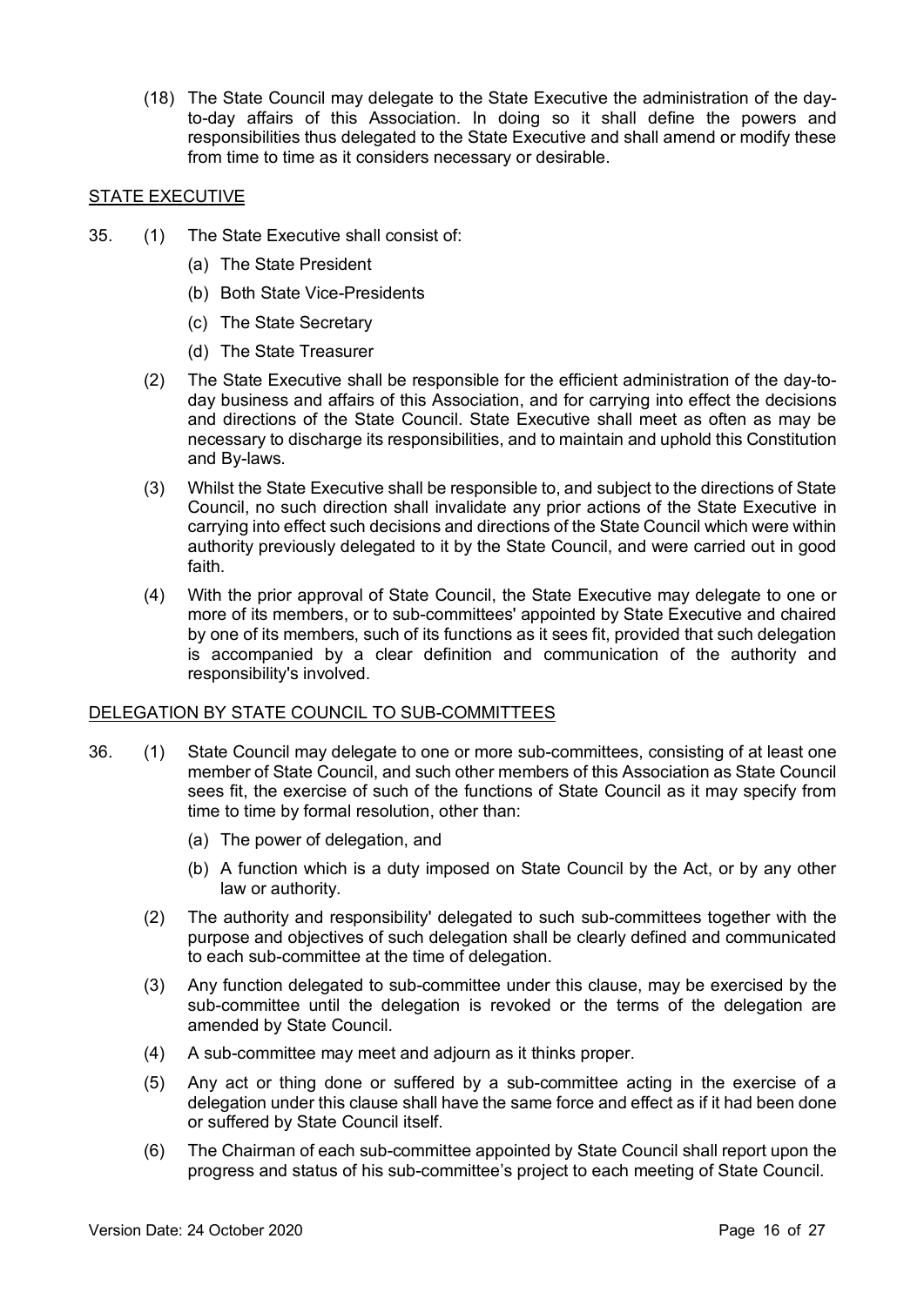(18) The State Council may delegate to the State Executive the administration of the day-to-day affairs of this Association. In doing so it shall define the powers and responsibilities thus delegated to the State Executive and shall amend or modify these from time to time as it considers necessary or desirable.

## STATE EXECUTIVE

35. (1) The State Executive shall consist of:

    (a) The State President

    (b) Both State Vice-Presidents

    (c) The State Secretary

    (d) The State Treasurer

    (2) The State Executive shall be responsible for the efficient administration of the day-to-day business and affairs of this Association, and for carrying into effect the decisions and directions of the State Council. State Executive shall meet as often as may be necessary to discharge its responsibilities, and to maintain and uphold this Constitution and By-laws.

    (3) Whilst the State Executive shall be responsible to, and subject to the directions of State Council, no such direction shall invalidate any prior actions of the State Executive in carrying into effect such decisions and directions of the State Council which were within authority previously delegated to it by the State Council, and were carried out in good faith.

    (4) With the prior approval of State Council, the State Executive may delegate to one or more of its members, or to sub-committees' appointed by State Executive and chaired by one of its members, such of its functions as it sees fit, provided that such delegation is accompanied by a clear definition and communication of the authority and responsibility's involved.

## DELEGATION BY STATE COUNCIL TO SUB-COMMITTEES

36. (1) State Council may delegate to one or more sub-committees, consisting of at least one member of State Council, and such other members of this Association as State Council sees fit, the exercise of such of the functions of State Council as it may specify from time to time by formal resolution, other than:

    (a) The power of delegation, and

    (b) A function which is a duty imposed on State Council by the Act, or by any other law or authority.

    (2) The authority and responsibility' delegated to such sub-committees together with the purpose and objectives of such delegation shall be clearly defined and communicated to each sub-committee at the time of delegation.

    (3) Any function delegated to sub-committee under this clause, may be exercised by the sub-committee until the delegation is revoked or the terms of the delegation are amended by State Council.

    (4) A sub-committee may meet and adjourn as it thinks proper.

    (5) Any act or thing done or suffered by a sub-committee acting in the exercise of a delegation under this clause shall have the same force and effect as if it had been done or suffered by State Council itself.

    (6) The Chairman of each sub-committee appointed by State Council shall report upon the progress and status of his sub-committee's project to each meeting of State Council.

Version Date: 24 October 2020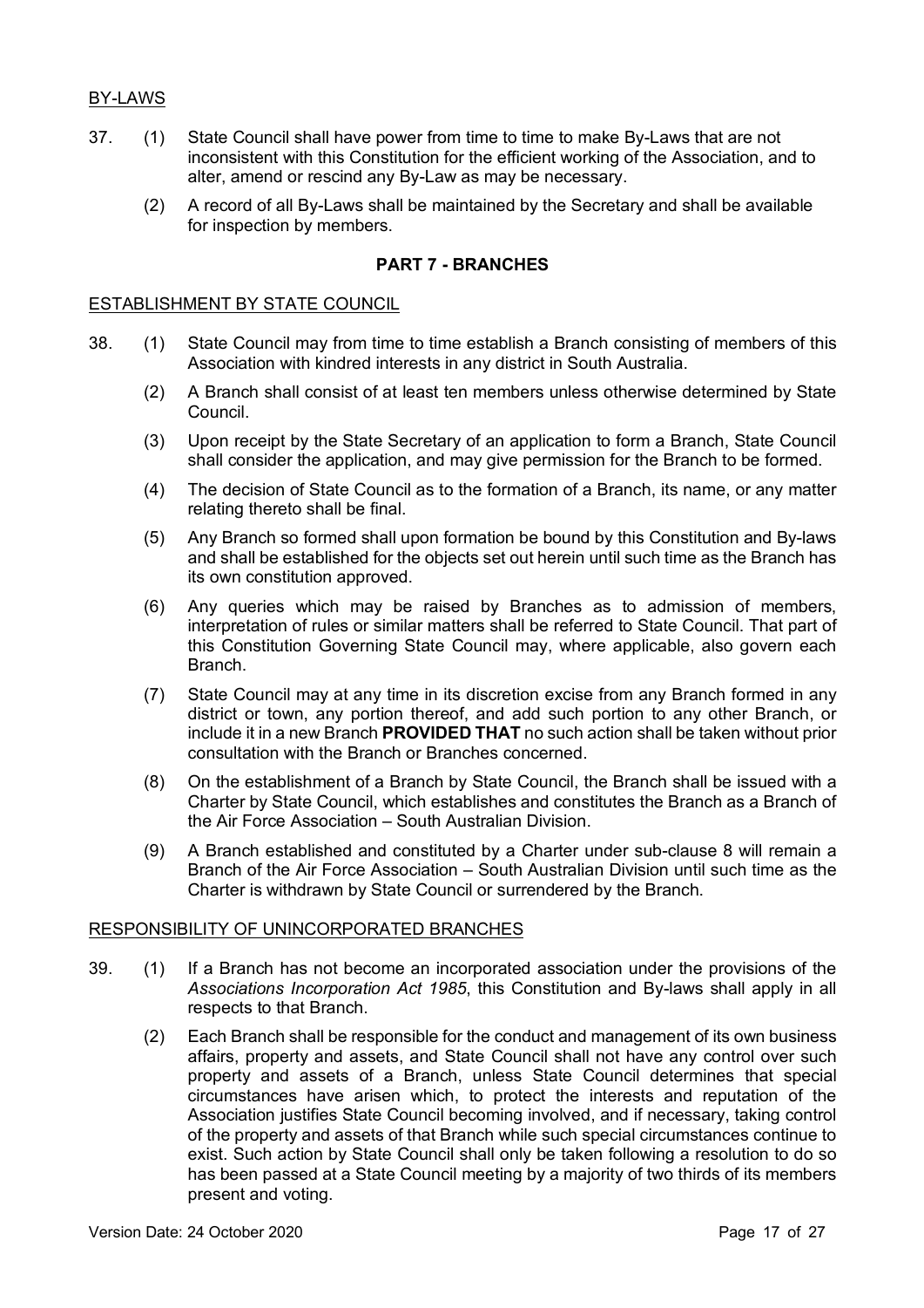<u>BY-LAWS</u>

37. (1) State Council shall have power from time to time to make By-Laws that are not inconsistent with this Constitution for the efficient working of the Association, and to alter, amend or rescind any By-Law as may be necessary.

 (2) A record of all By-Laws shall be maintained by the Secretary and shall be available for inspection by members.

## PART 7 - BRANCHES

<u>ESTABLISHMENT BY STATE COUNCIL</u>

38. (1) State Council may from time to time establish a Branch consisting of members of this Association with kindred interests in any district in South Australia.

 (2) A Branch shall consist of at least ten members unless otherwise determined by State Council.

 (3) Upon receipt by the State Secretary of an application to form a Branch, State Council shall consider the application, and may give permission for the Branch to be formed.

 (4) The decision of State Council as to the formation of a Branch, its name, or any matter relating thereto shall be final.

 (5) Any Branch so formed shall upon formation be bound by this Constitution and By-laws and shall be established for the objects set out herein until such time as the Branch has its own constitution approved.

 (6) Any queries which may be raised by Branches as to admission of members, interpretation of rules or similar matters shall be referred to State Council. That part of this Constitution Governing State Council may, where applicable, also govern each Branch.

 (7) State Council may at any time in its discretion excise from any Branch formed in any district or town, any portion thereof, and add such portion to any other Branch, or include it in a new Branch **PROVIDED THAT** no such action shall be taken without prior consultation with the Branch or Branches concerned.

 (8) On the establishment of a Branch by State Council, the Branch shall be issued with a Charter by State Council, which establishes and constitutes the Branch as a Branch of the Air Force Association – South Australian Division.

 (9) A Branch established and constituted by a Charter under sub-clause 8 will remain a Branch of the Air Force Association – South Australian Division until such time as the Charter is withdrawn by State Council or surrendered by the Branch.

<u>RESPONSIBILITY OF UNINCORPORATED BRANCHES</u>

39. (1) If a Branch has not become an incorporated association under the provisions of the *Associations Incorporation Act 1985*, this Constitution and By-laws shall apply in all respects to that Branch.

 (2) Each Branch shall be responsible for the conduct and management of its own business affairs, property and assets, and State Council shall not have any control over such property and assets of a Branch, unless State Council determines that special circumstances have arisen which, to protect the interests and reputation of the Association justifies State Council becoming involved, and if necessary, taking control of the property and assets of that Branch while such special circumstances continue to exist. Such action by State Council shall only be taken following a resolution to do so has been passed at a State Council meeting by a majority of two thirds of its members present and voting.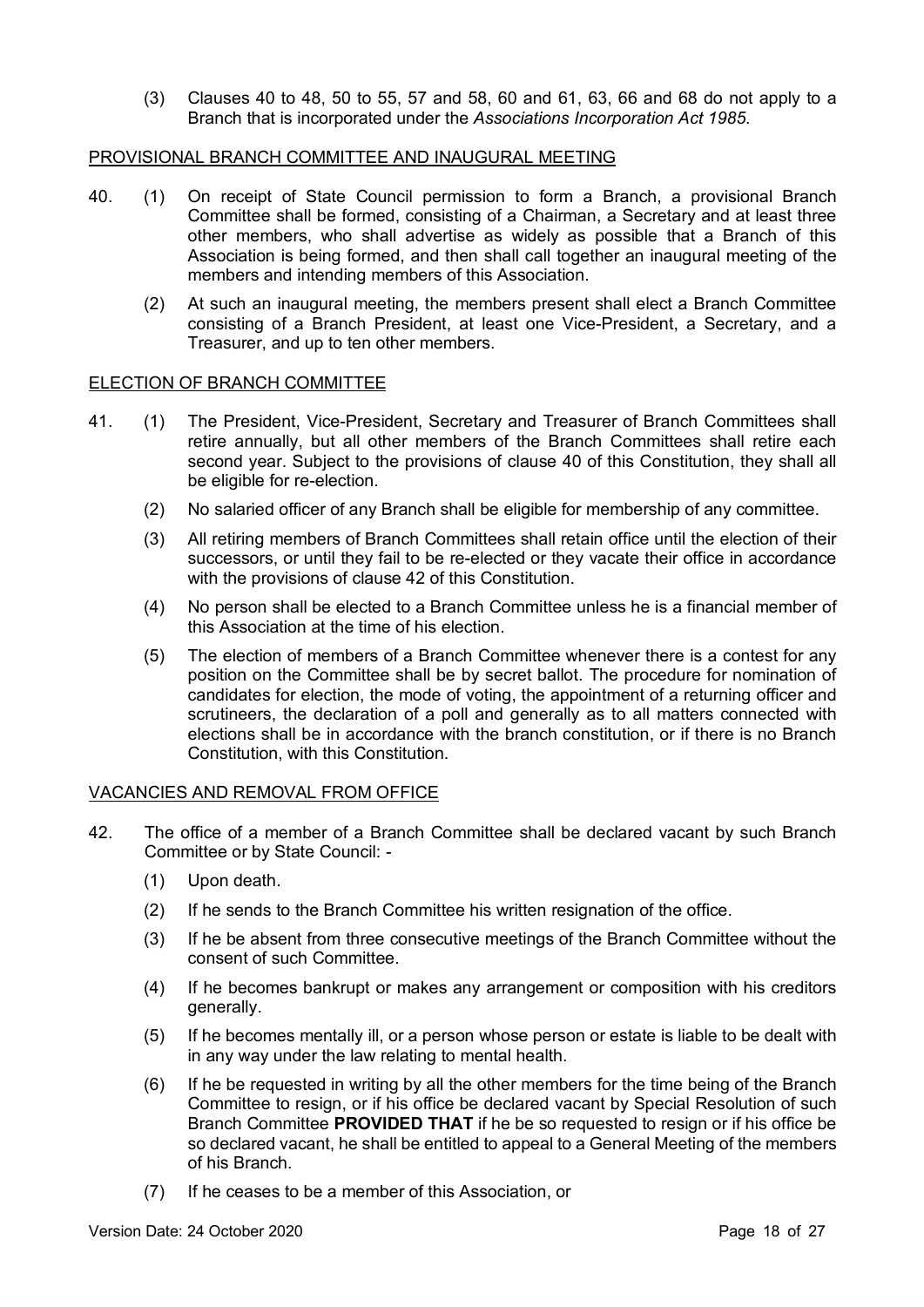(3) Clauses 40 to 48, 50 to 55, 57 and 58, 60 and 61, 63, 66 and 68 do not apply to a Branch that is incorporated under the *Associations Incorporation Act 1985*.

## PROVISIONAL BRANCH COMMITTEE AND INAUGURAL MEETING

40. (1) On receipt of State Council permission to form a Branch, a provisional Branch Committee shall be formed, consisting of a Chairman, a Secretary and at least three other members, who shall advertise as widely as possible that a Branch of this Association is being formed, and then shall call together an inaugural meeting of the members and intending members of this Association.

(2) At such an inaugural meeting, the members present shall elect a Branch Committee consisting of a Branch President, at least one Vice-President, a Secretary, and a Treasurer, and up to ten other members.

## ELECTION OF BRANCH COMMITTEE

41. (1) The President, Vice-President, Secretary and Treasurer of Branch Committees shall retire annually, but all other members of the Branch Committees shall retire each second year. Subject to the provisions of clause 40 of this Constitution, they shall all be eligible for re-election.

(2) No salaried officer of any Branch shall be eligible for membership of any committee.

(3) All retiring members of Branch Committees shall retain office until the election of their successors, or until they fail to be re-elected or they vacate their office in accordance with the provisions of clause 42 of this Constitution.

(4) No person shall be elected to a Branch Committee unless he is a financial member of this Association at the time of his election.

(5) The election of members of a Branch Committee whenever there is a contest for any position on the Committee shall be by secret ballot. The procedure for nomination of candidates for election, the mode of voting, the appointment of a returning officer and scrutineers, the declaration of a poll and generally as to all matters connected with elections shall be in accordance with the branch constitution, or if there is no Branch Constitution, with this Constitution.

## VACANCIES AND REMOVAL FROM OFFICE

42. The office of a member of a Branch Committee shall be declared vacant by such Branch Committee or by State Council: -

(1) Upon death.

(2) If he sends to the Branch Committee his written resignation of the office.

(3) If he be absent from three consecutive meetings of the Branch Committee without the consent of such Committee.

(4) If he becomes bankrupt or makes any arrangement or composition with his creditors generally.

(5) If he becomes mentally ill, or a person whose person or estate is liable to be dealt with in any way under the law relating to mental health.

(6) If he be requested in writing by all the other members for the time being of the Branch Committee to resign, or if his office be declared vacant by Special Resolution of such Branch Committee **PROVIDED THAT** if he be so requested to resign or if his office be so declared vacant, he shall be entitled to appeal to a General Meeting of the members of his Branch.

(7) If he ceases to be a member of this Association, or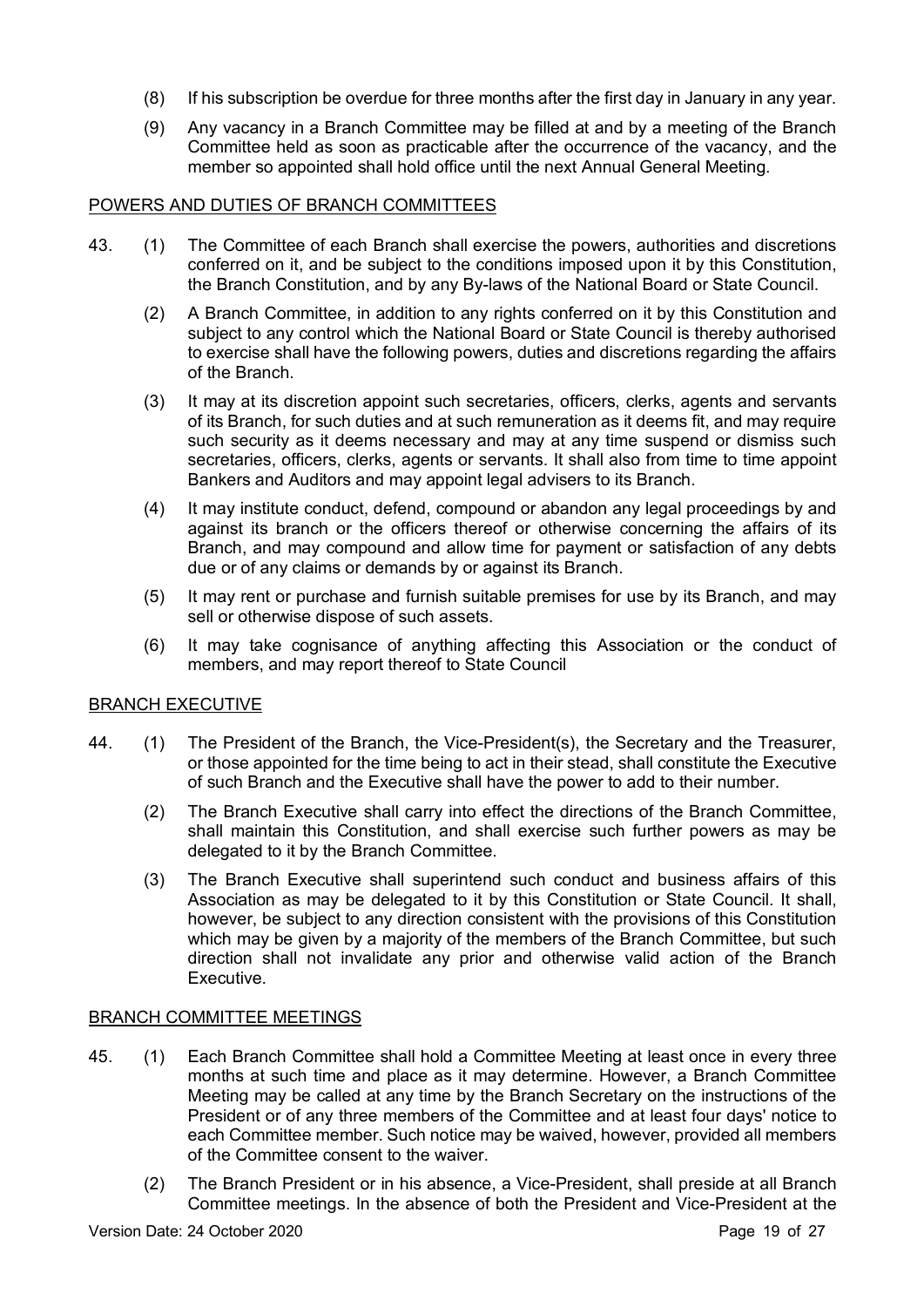(8) If his subscription be overdue for three months after the first day in January in any year.

(9) Any vacancy in a Branch Committee may be filled at and by a meeting of the Branch Committee held as soon as practicable after the occurrence of the vacancy, and the member so appointed shall hold office until the next Annual General Meeting.

## POWERS AND DUTIES OF BRANCH COMMITTEES

43. (1) The Committee of each Branch shall exercise the powers, authorities and discretions conferred on it, and be subject to the conditions imposed upon it by this Constitution, the Branch Constitution, and by any By-laws of the National Board or State Council.

(2) A Branch Committee, in addition to any rights conferred on it by this Constitution and subject to any control which the National Board or State Council is thereby authorised to exercise shall have the following powers, duties and discretions regarding the affairs of the Branch.

(3) It may at its discretion appoint such secretaries, officers, clerks, agents and servants of its Branch, for such duties and at such remuneration as it deems fit, and may require such security as it deems necessary and may at any time suspend or dismiss such secretaries, officers, clerks, agents or servants. It shall also from time to time appoint Bankers and Auditors and may appoint legal advisers to its Branch.

(4) It may institute conduct, defend, compound or abandon any legal proceedings by and against its branch or the officers thereof or otherwise concerning the affairs of its Branch, and may compound and allow time for payment or satisfaction of any debts due or of any claims or demands by or against its Branch.

(5) It may rent or purchase and furnish suitable premises for use by its Branch, and may sell or otherwise dispose of such assets.

(6) It may take cognisance of anything affecting this Association or the conduct of members, and may report thereof to State Council

## BRANCH EXECUTIVE

44. (1) The President of the Branch, the Vice-President(s), the Secretary and the Treasurer, or those appointed for the time being to act in their stead, shall constitute the Executive of such Branch and the Executive shall have the power to add to their number.

(2) The Branch Executive shall carry into effect the directions of the Branch Committee, shall maintain this Constitution, and shall exercise such further powers as may be delegated to it by the Branch Committee.

(3) The Branch Executive shall superintend such conduct and business affairs of this Association as may be delegated to it by this Constitution or State Council. It shall, however, be subject to any direction consistent with the provisions of this Constitution which may be given by a majority of the members of the Branch Committee, but such direction shall not invalidate any prior and otherwise valid action of the Branch Executive.

## BRANCH COMMITTEE MEETINGS

45. (1) Each Branch Committee shall hold a Committee Meeting at least once in every three months at such time and place as it may determine. However, a Branch Committee Meeting may be called at any time by the Branch Secretary on the instructions of the President or of any three members of the Committee and at least four days' notice to each Committee member. Such notice may be waived, however, provided all members of the Committee consent to the waiver.

(2) The Branch President or in his absence, a Vice-President, shall preside at all Branch Committee meetings. In the absence of both the President and Vice-President at the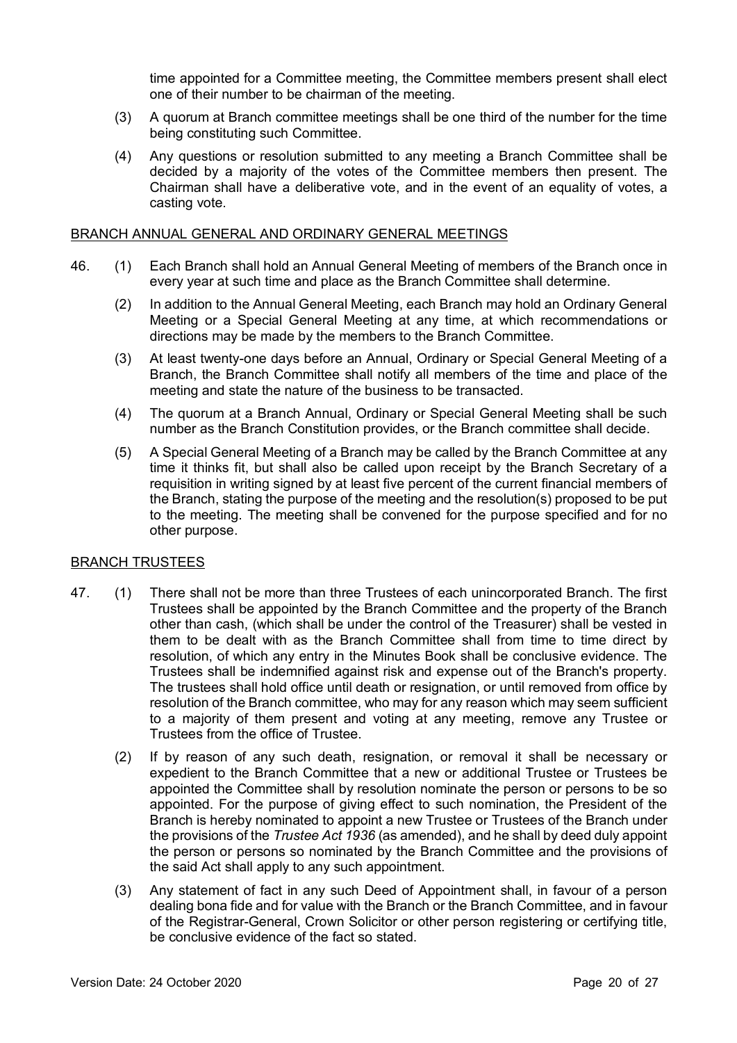time appointed for a Committee meeting, the Committee members present shall elect one of their number to be chairman of the meeting.

(3) A quorum at Branch committee meetings shall be one third of the number for the time being constituting such Committee.

(4) Any questions or resolution submitted to any meeting a Branch Committee shall be decided by a majority of the votes of the Committee members then present. The Chairman shall have a deliberative vote, and in the event of an equality of votes, a casting vote.

BRANCH ANNUAL GENERAL AND ORDINARY GENERAL MEETINGS

46. (1) Each Branch shall hold an Annual General Meeting of members of the Branch once in every year at such time and place as the Branch Committee shall determine.

(2) In addition to the Annual General Meeting, each Branch may hold an Ordinary General Meeting or a Special General Meeting at any time, at which recommendations or directions may be made by the members to the Branch Committee.

(3) At least twenty-one days before an Annual, Ordinary or Special General Meeting of a Branch, the Branch Committee shall notify all members of the time and place of the meeting and state the nature of the business to be transacted.

(4) The quorum at a Branch Annual, Ordinary or Special General Meeting shall be such number as the Branch Constitution provides, or the Branch committee shall decide.

(5) A Special General Meeting of a Branch may be called by the Branch Committee at any time it thinks fit, but shall also be called upon receipt by the Branch Secretary of a requisition in writing signed by at least five percent of the current financial members of the Branch, stating the purpose of the meeting and the resolution(s) proposed to be put to the meeting. The meeting shall be convened for the purpose specified and for no other purpose.

BRANCH TRUSTEES

47. (1) There shall not be more than three Trustees of each unincorporated Branch. The first Trustees shall be appointed by the Branch Committee and the property of the Branch other than cash, (which shall be under the control of the Treasurer) shall be vested in them to be dealt with as the Branch Committee shall from time to time direct by resolution, of which any entry in the Minutes Book shall be conclusive evidence. The Trustees shall be indemnified against risk and expense out of the Branch's property. The trustees shall hold office until death or resignation, or until removed from office by resolution of the Branch committee, who may for any reason which may seem sufficient to a majority of them present and voting at any meeting, remove any Trustee or Trustees from the office of Trustee.

(2) If by reason of any such death, resignation, or removal it shall be necessary or expedient to the Branch Committee that a new or additional Trustee or Trustees be appointed the Committee shall by resolution nominate the person or persons to be so appointed. For the purpose of giving effect to such nomination, the President of the Branch is hereby nominated to appoint a new Trustee or Trustees of the Branch under the provisions of the *Trustee Act 1936* (as amended), and he shall by deed duly appoint the person or persons so nominated by the Branch Committee and the provisions of the said Act shall apply to any such appointment.

(3) Any statement of fact in any such Deed of Appointment shall, in favour of a person dealing bona fide and for value with the Branch or the Branch Committee, and in favour of the Registrar-General, Crown Solicitor or other person registering or certifying title, be conclusive evidence of the fact so stated.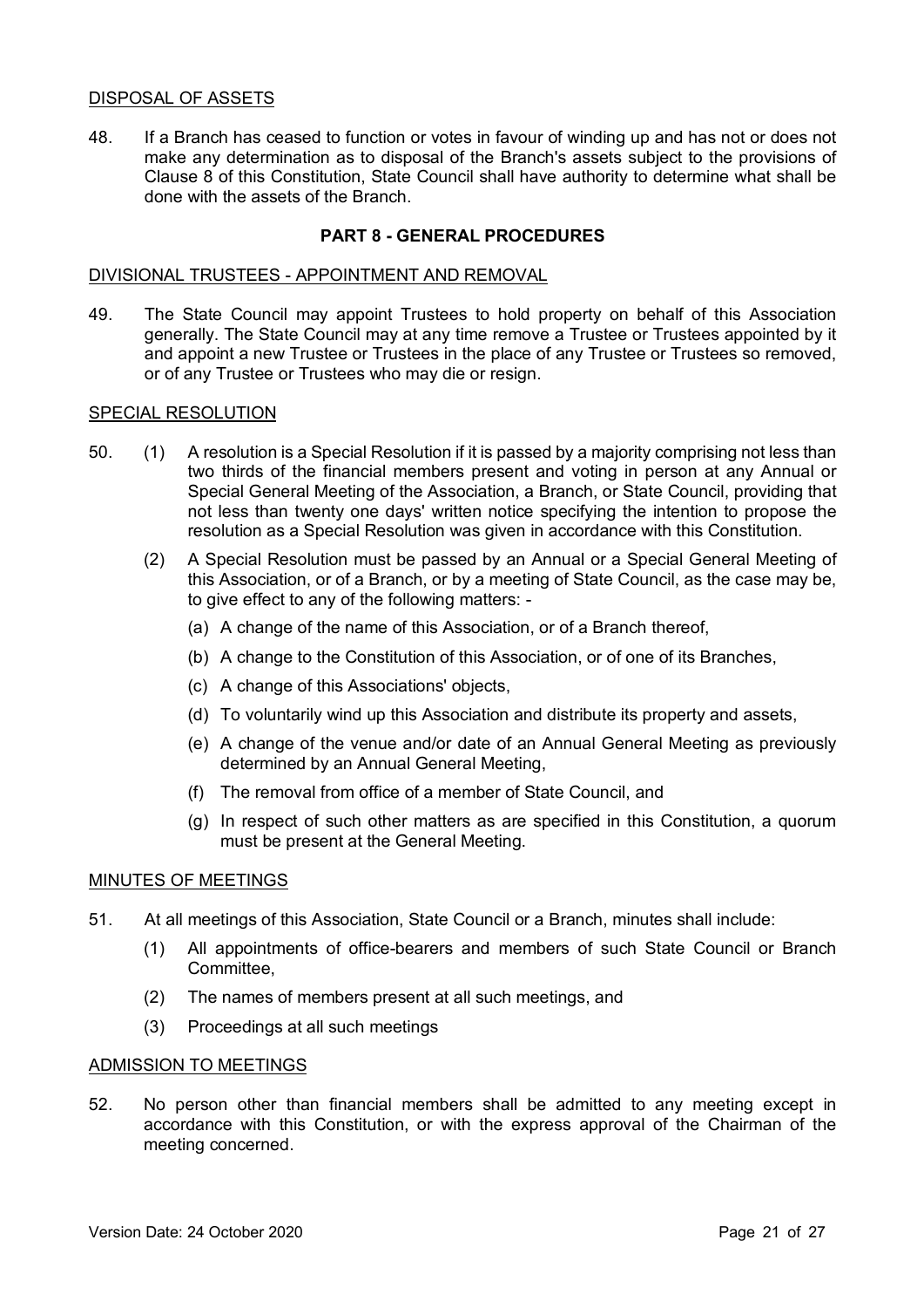DISPOSAL OF ASSETS

48. If a Branch has ceased to function or votes in favour of winding up and has not or does not make any determination as to disposal of the Branch's assets subject to the provisions of Clause 8 of this Constitution, State Council shall have authority to determine what shall be done with the assets of the Branch.

## PART 8 - GENERAL PROCEDURES

DIVISIONAL TRUSTEES - APPOINTMENT AND REMOVAL

49. The State Council may appoint Trustees to hold property on behalf of this Association generally. The State Council may at any time remove a Trustee or Trustees appointed by it and appoint a new Trustee or Trustees in the place of any Trustee or Trustees so removed, or of any Trustee or Trustees who may die or resign.

SPECIAL RESOLUTION

50. (1) A resolution is a Special Resolution if it is passed by a majority comprising not less than two thirds of the financial members present and voting in person at any Annual or Special General Meeting of the Association, a Branch, or State Council, providing that not less than twenty one days' written notice specifying the intention to propose the resolution as a Special Resolution was given in accordance with this Constitution.

    (2) A Special Resolution must be passed by an Annual or a Special General Meeting of this Association, or of a Branch, or by a meeting of State Council, as the case may be, to give effect to any of the following matters: -

    (a) A change of the name of this Association, or of a Branch thereof,

    (b) A change to the Constitution of this Association, or of one of its Branches,

    (c) A change of this Associations' objects,

    (d) To voluntarily wind up this Association and distribute its property and assets,

    (e) A change of the venue and/or date of an Annual General Meeting as previously determined by an Annual General Meeting,

    (f) The removal from office of a member of State Council, and

    (g) In respect of such other matters as are specified in this Constitution, a quorum must be present at the General Meeting.

MINUTES OF MEETINGS

51. At all meetings of this Association, State Council or a Branch, minutes shall include:

    (1) All appointments of office-bearers and members of such State Council or Branch Committee,

    (2) The names of members present at all such meetings, and

    (3) Proceedings at all such meetings

ADMISSION TO MEETINGS

52. No person other than financial members shall be admitted to any meeting except in accordance with this Constitution, or with the express approval of the Chairman of the meeting concerned.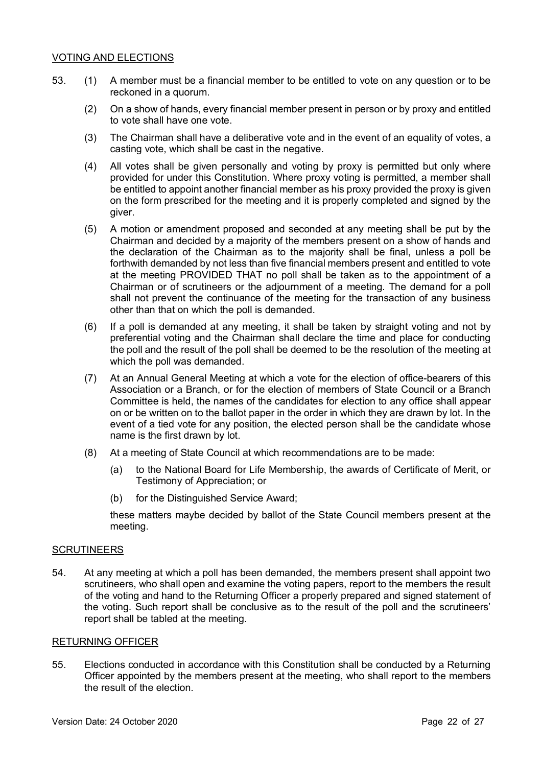## VOTING AND ELECTIONS

53. (1) A member must be a financial member to be entitled to vote on any question or to be reckoned in a quorum.

 (2) On a show of hands, every financial member present in person or by proxy and entitled to vote shall have one vote.

 (3) The Chairman shall have a deliberative vote and in the event of an equality of votes, a casting vote, which shall be cast in the negative.

 (4) All votes shall be given personally and voting by proxy is permitted but only where provided for under this Constitution. Where proxy voting is permitted, a member shall be entitled to appoint another financial member as his proxy provided the proxy is given on the form prescribed for the meeting and it is properly completed and signed by the giver.

 (5) A motion or amendment proposed and seconded at any meeting shall be put by the Chairman and decided by a majority of the members present on a show of hands and the declaration of the Chairman as to the majority shall be final, unless a poll be forthwith demanded by not less than five financial members present and entitled to vote at the meeting PROVIDED THAT no poll shall be taken as to the appointment of a Chairman or of scrutineers or the adjournment of a meeting. The demand for a poll shall not prevent the continuance of the meeting for the transaction of any business other than that on which the poll is demanded.

 (6) If a poll is demanded at any meeting, it shall be taken by straight voting and not by preferential voting and the Chairman shall declare the time and place for conducting the poll and the result of the poll shall be deemed to be the resolution of the meeting at which the poll was demanded.

 (7) At an Annual General Meeting at which a vote for the election of office-bearers of this Association or a Branch, or for the election of members of State Council or a Branch Committee is held, the names of the candidates for election to any office shall appear on or be written on to the ballot paper in the order in which they are drawn by lot. In the event of a tied vote for any position, the elected person shall be the candidate whose name is the first drawn by lot.

 (8) At a meeting of State Council at which recommendations are to be made:

  (a) to the National Board for Life Membership, the awards of Certificate of Merit, or Testimony of Appreciation; or

  (b) for the Distinguished Service Award;

 these matters maybe decided by ballot of the State Council members present at the meeting.

## SCRUTINEERS

54. At any meeting at which a poll has been demanded, the members present shall appoint two scrutineers, who shall open and examine the voting papers, report to the members the result of the voting and hand to the Returning Officer a properly prepared and signed statement of the voting. Such report shall be conclusive as to the result of the poll and the scrutineers' report shall be tabled at the meeting.

## RETURNING OFFICER

55. Elections conducted in accordance with this Constitution shall be conducted by a Returning Officer appointed by the members present at the meeting, who shall report to the members the result of the election.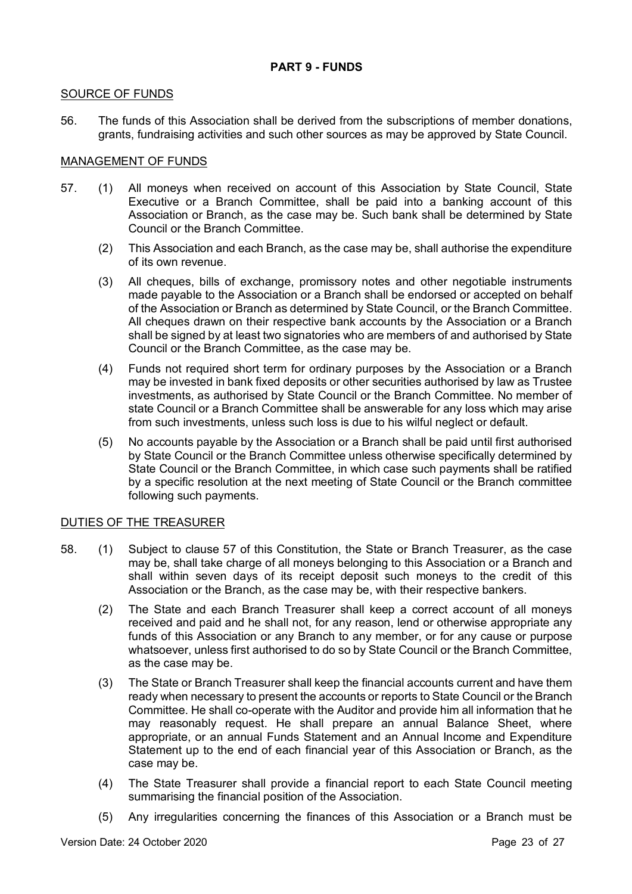## PART 9 - FUNDS

### SOURCE OF FUNDS

56. The funds of this Association shall be derived from the subscriptions of member donations, grants, fundraising activities and such other sources as may be approved by State Council.

### MANAGEMENT OF FUNDS

57. (1) All moneys when received on account of this Association by State Council, State Executive or a Branch Committee, shall be paid into a banking account of this Association or Branch, as the case may be. Such bank shall be determined by State Council or the Branch Committee.

    (2) This Association and each Branch, as the case may be, shall authorise the expenditure of its own revenue.

    (3) All cheques, bills of exchange, promissory notes and other negotiable instruments made payable to the Association or a Branch shall be endorsed or accepted on behalf of the Association or Branch as determined by State Council, or the Branch Committee. All cheques drawn on their respective bank accounts by the Association or a Branch shall be signed by at least two signatories who are members of and authorised by State Council or the Branch Committee, as the case may be.

    (4) Funds not required short term for ordinary purposes by the Association or a Branch may be invested in bank fixed deposits or other securities authorised by law as Trustee investments, as authorised by State Council or the Branch Committee. No member of state Council or a Branch Committee shall be answerable for any loss which may arise from such investments, unless such loss is due to his wilful neglect or default.

    (5) No accounts payable by the Association or a Branch shall be paid until first authorised by State Council or the Branch Committee unless otherwise specifically determined by State Council or the Branch Committee, in which case such payments shall be ratified by a specific resolution at the next meeting of State Council or the Branch committee following such payments.

### DUTIES OF THE TREASURER

58. (1) Subject to clause 57 of this Constitution, the State or Branch Treasurer, as the case may be, shall take charge of all moneys belonging to this Association or a Branch and shall within seven days of its receipt deposit such moneys to the credit of this Association or the Branch, as the case may be, with their respective bankers.

    (2) The State and each Branch Treasurer shall keep a correct account of all moneys received and paid and he shall not, for any reason, lend or otherwise appropriate any funds of this Association or any Branch to any member, or for any cause or purpose whatsoever, unless first authorised to do so by State Council or the Branch Committee, as the case may be.

    (3) The State or Branch Treasurer shall keep the financial accounts current and have them ready when necessary to present the accounts or reports to State Council or the Branch Committee. He shall co-operate with the Auditor and provide him all information that he may reasonably request. He shall prepare an annual Balance Sheet, where appropriate, or an annual Funds Statement and an Annual Income and Expenditure Statement up to the end of each financial year of this Association or Branch, as the case may be.

    (4) The State Treasurer shall provide a financial report to each State Council meeting summarising the financial position of the Association.

    (5) Any irregularities concerning the finances of this Association or a Branch must be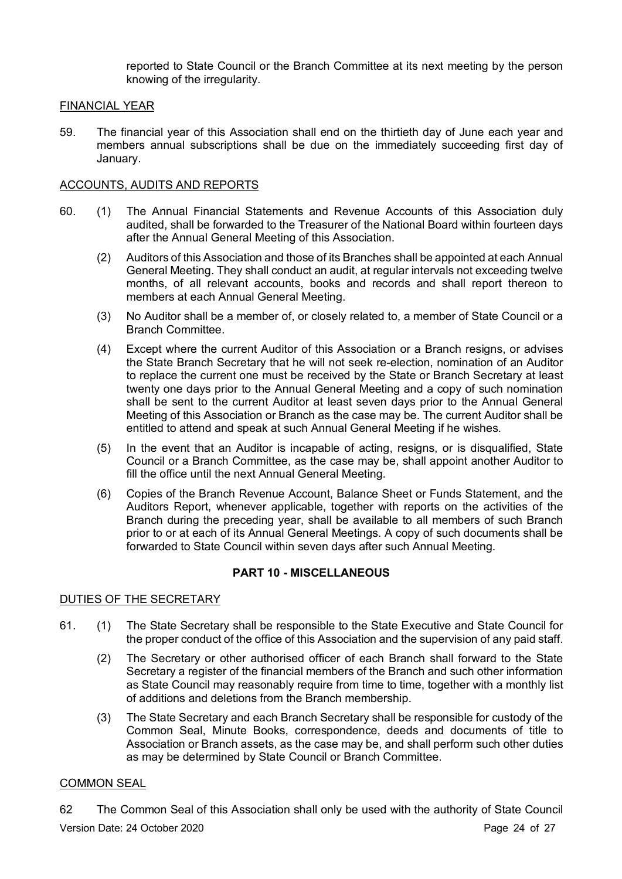reported to State Council or the Branch Committee at its next meeting by the person knowing of the irregularity.

FINANCIAL YEAR

59. The financial year of this Association shall end on the thirtieth day of June each year and members annual subscriptions shall be due on the immediately succeeding first day of January.

ACCOUNTS, AUDITS AND REPORTS

60. (1) The Annual Financial Statements and Revenue Accounts of this Association duly audited, shall be forwarded to the Treasurer of the National Board within fourteen days after the Annual General Meeting of this Association.

(2) Auditors of this Association and those of its Branches shall be appointed at each Annual General Meeting. They shall conduct an audit, at regular intervals not exceeding twelve months, of all relevant accounts, books and records and shall report thereon to members at each Annual General Meeting.

(3) No Auditor shall be a member of, or closely related to, a member of State Council or a Branch Committee.

(4) Except where the current Auditor of this Association or a Branch resigns, or advises the State Branch Secretary that he will not seek re-election, nomination of an Auditor to replace the current one must be received by the State or Branch Secretary at least twenty one days prior to the Annual General Meeting and a copy of such nomination shall be sent to the current Auditor at least seven days prior to the Annual General Meeting of this Association or Branch as the case may be. The current Auditor shall be entitled to attend and speak at such Annual General Meeting if he wishes.

(5) In the event that an Auditor is incapable of acting, resigns, or is disqualified, State Council or a Branch Committee, as the case may be, shall appoint another Auditor to fill the office until the next Annual General Meeting.

(6) Copies of the Branch Revenue Account, Balance Sheet or Funds Statement, and the Auditors Report, whenever applicable, together with reports on the activities of the Branch during the preceding year, shall be available to all members of such Branch prior to or at each of its Annual General Meetings. A copy of such documents shall be forwarded to State Council within seven days after such Annual Meeting.

## PART 10 - MISCELLANEOUS

DUTIES OF THE SECRETARY

61. (1) The State Secretary shall be responsible to the State Executive and State Council for the proper conduct of the office of this Association and the supervision of any paid staff.

(2) The Secretary or other authorised officer of each Branch shall forward to the State Secretary a register of the financial members of the Branch and such other information as State Council may reasonably require from time to time, together with a monthly list of additions and deletions from the Branch membership.

(3) The State Secretary and each Branch Secretary shall be responsible for custody of the Common Seal, Minute Books, correspondence, deeds and documents of title to Association or Branch assets, as the case may be, and shall perform such other duties as may be determined by State Council or Branch Committee.

COMMON SEAL

62 The Common Seal of this Association shall only be used with the authority of State Council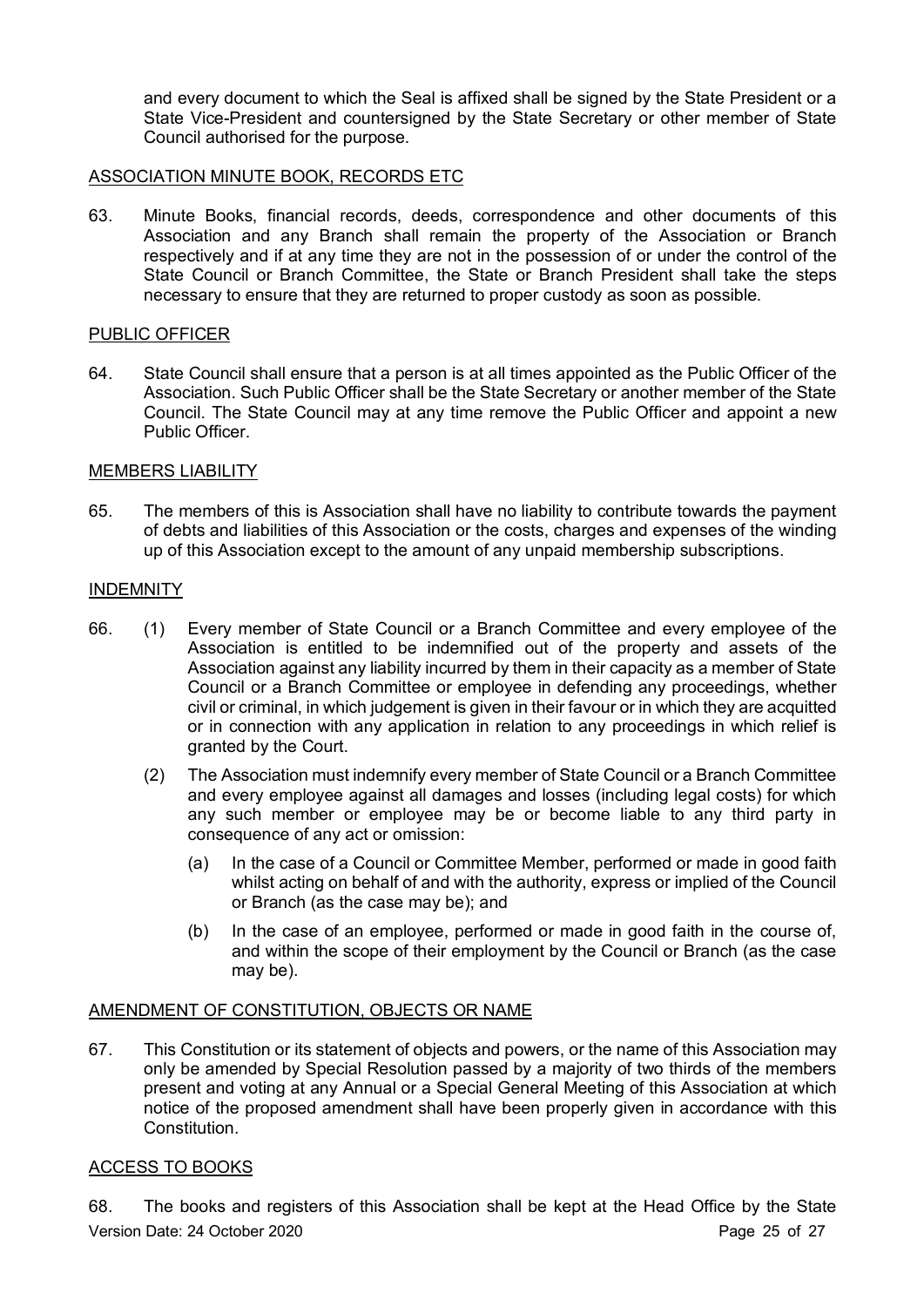and every document to which the Seal is affixed shall be signed by the State President or a State Vice-President and countersigned by the State Secretary or other member of State Council authorised for the purpose.

## ASSOCIATION MINUTE BOOK, RECORDS ETC

63. Minute Books, financial records, deeds, correspondence and other documents of this Association and any Branch shall remain the property of the Association or Branch respectively and if at any time they are not in the possession of or under the control of the State Council or Branch Committee, the State or Branch President shall take the steps necessary to ensure that they are returned to proper custody as soon as possible.

## PUBLIC OFFICER

64. State Council shall ensure that a person is at all times appointed as the Public Officer of the Association. Such Public Officer shall be the State Secretary or another member of the State Council. The State Council may at any time remove the Public Officer and appoint a new Public Officer.

## MEMBERS LIABILITY

65. The members of this is Association shall have no liability to contribute towards the payment of debts and liabilities of this Association or the costs, charges and expenses of the winding up of this Association except to the amount of any unpaid membership subscriptions.

## INDEMNITY

66. (1) Every member of State Council or a Branch Committee and every employee of the Association is entitled to be indemnified out of the property and assets of the Association against any liability incurred by them in their capacity as a member of State Council or a Branch Committee or employee in defending any proceedings, whether civil or criminal, in which judgement is given in their favour or in which they are acquitted or in connection with any application in relation to any proceedings in which relief is granted by the Court.

    (2) The Association must indemnify every member of State Council or a Branch Committee and every employee against all damages and losses (including legal costs) for which any such member or employee may be or become liable to any third party in consequence of any act or omission:

    (a) In the case of a Council or Committee Member, performed or made in good faith whilst acting on behalf of and with the authority, express or implied of the Council or Branch (as the case may be); and

    (b) In the case of an employee, performed or made in good faith in the course of, and within the scope of their employment by the Council or Branch (as the case may be).

## AMENDMENT OF CONSTITUTION, OBJECTS OR NAME

67. This Constitution or its statement of objects and powers, or the name of this Association may only be amended by Special Resolution passed by a majority of two thirds of the members present and voting at any Annual or a Special General Meeting of this Association at which notice of the proposed amendment shall have been properly given in accordance with this Constitution.

## ACCESS TO BOOKS

68. The books and registers of this Association shall be kept at the Head Office by the State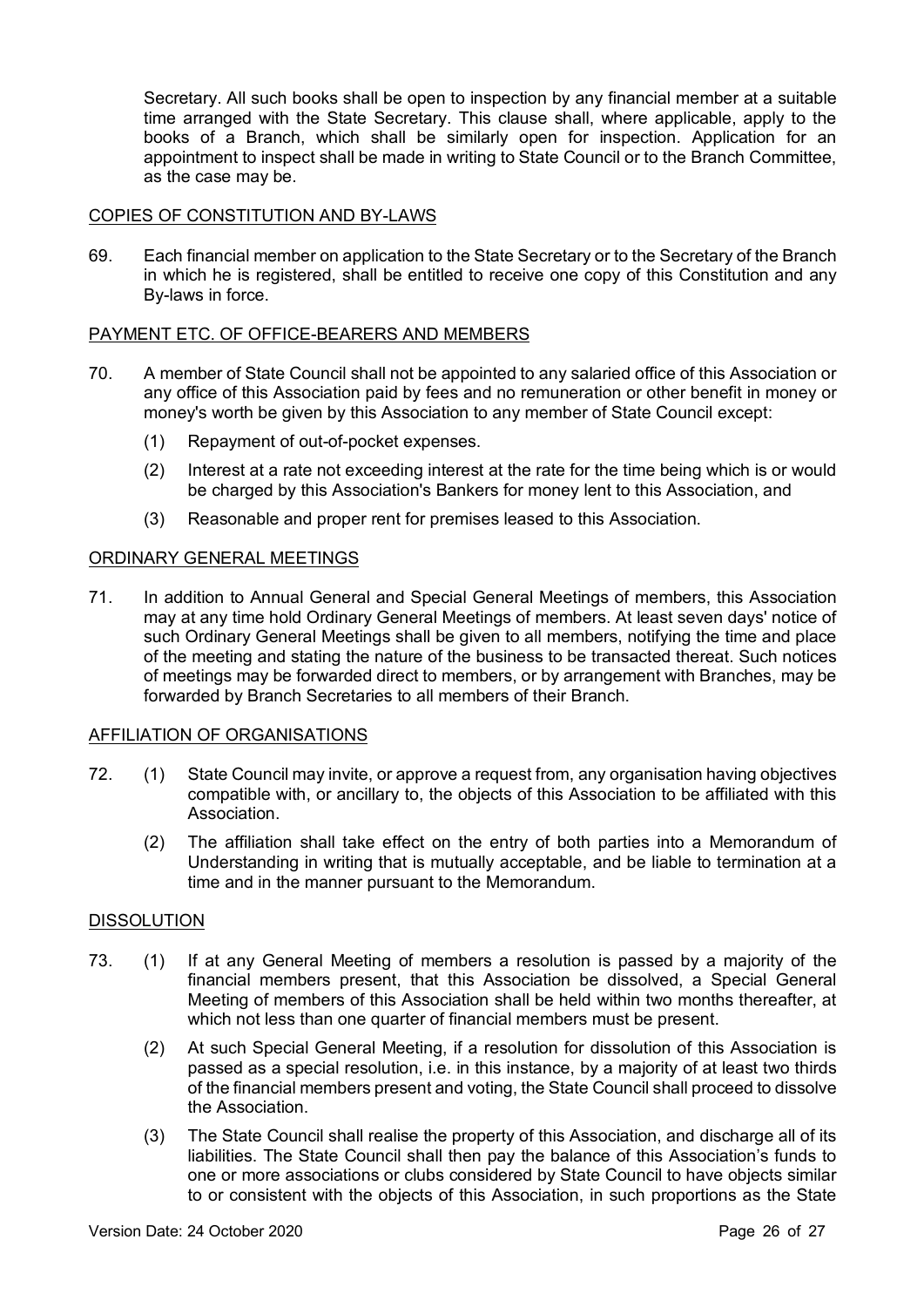Secretary. All such books shall be open to inspection by any financial member at a suitable time arranged with the State Secretary. This clause shall, where applicable, apply to the books of a Branch, which shall be similarly open for inspection. Application for an appointment to inspect shall be made in writing to State Council or to the Branch Committee, as the case may be.

<u>COPIES OF CONSTITUTION AND BY-LAWS</u>

69. Each financial member on application to the State Secretary or to the Secretary of the Branch in which he is registered, shall be entitled to receive one copy of this Constitution and any By-laws in force.

<u>PAYMENT ETC. OF OFFICE-BEARERS AND MEMBERS</u>

70. A member of State Council shall not be appointed to any salaried office of this Association or any office of this Association paid by fees and no remuneration or other benefit in money or money's worth be given by this Association to any member of State Council except:

    (1) Repayment of out-of-pocket expenses.

    (2) Interest at a rate not exceeding interest at the rate for the time being which is or would be charged by this Association's Bankers for money lent to this Association, and

    (3) Reasonable and proper rent for premises leased to this Association.

<u>ORDINARY GENERAL MEETINGS</u>

71. In addition to Annual General and Special General Meetings of members, this Association may at any time hold Ordinary General Meetings of members. At least seven days' notice of such Ordinary General Meetings shall be given to all members, notifying the time and place of the meeting and stating the nature of the business to be transacted thereat. Such notices of meetings may be forwarded direct to members, or by arrangement with Branches, may be forwarded by Branch Secretaries to all members of their Branch.

<u>AFFILIATION OF ORGANISATIONS</u>

72. (1) State Council may invite, or approve a request from, any organisation having objectives compatible with, or ancillary to, the objects of this Association to be affiliated with this Association.

    (2) The affiliation shall take effect on the entry of both parties into a Memorandum of Understanding in writing that is mutually acceptable, and be liable to termination at a time and in the manner pursuant to the Memorandum.

<u>DISSOLUTION</u>

73. (1) If at any General Meeting of members a resolution is passed by a majority of the financial members present, that this Association be dissolved, a Special General Meeting of members of this Association shall be held within two months thereafter, at which not less than one quarter of financial members must be present.

    (2) At such Special General Meeting, if a resolution for dissolution of this Association is passed as a special resolution, i.e. in this instance, by a majority of at least two thirds of the financial members present and voting, the State Council shall proceed to dissolve the Association.

    (3) The State Council shall realise the property of this Association, and discharge all of its liabilities. The State Council shall then pay the balance of this Association's funds to one or more associations or clubs considered by State Council to have objects similar to or consistent with the objects of this Association, in such proportions as the State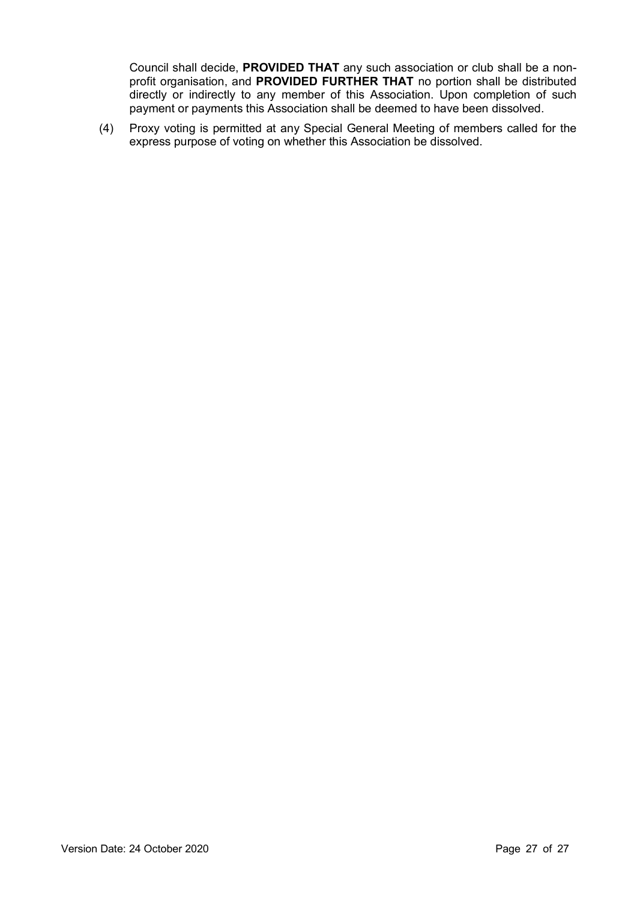Council shall decide, **PROVIDED THAT** any such association or club shall be a non-profit organisation, and **PROVIDED FURTHER THAT** no portion shall be distributed directly or indirectly to any member of this Association. Upon completion of such payment or payments this Association shall be deemed to have been dissolved.

(4) Proxy voting is permitted at any Special General Meeting of members called for the express purpose of voting on whether this Association be dissolved.